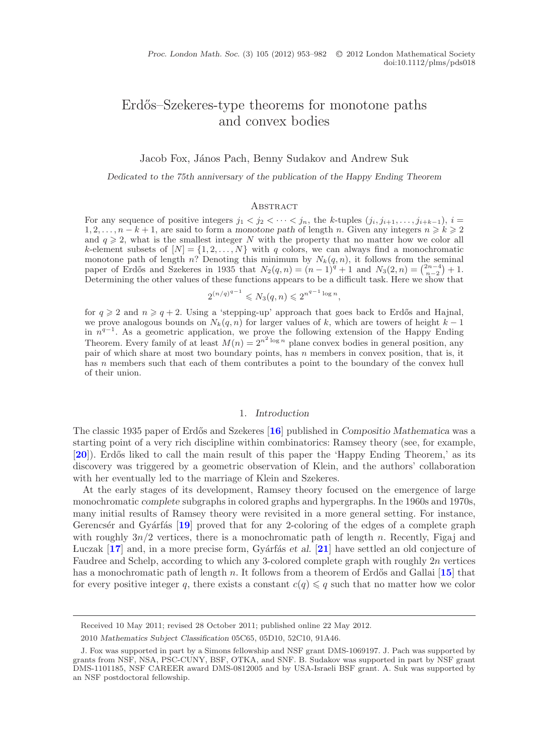# Erdős–Szekeres-type theorems for monotone paths and convex bodies

Jacob Fox, János Pach, Benny Sudakov and Andrew Suk

*Dedicated to the 75th anniversary of the publication of the Happy Ending Theorem*

## Abstract

For any sequence of positive integers $j_1 < j_2 < \cdots < j_n$, the $k$-tuples $(j_i, j_{i+1}, \ldots, j_{i+k-1})$, $i = 1, 2, \ldots, n-k+1$, are said to form a *monotone path* of length $n$. Given any integers $n \geqslant k \geqslant 2$ and $q \geqslant 2$, what is the smallest integer $N$ with the property that no matter how we color all $k$-element subsets of $[N] = \{1, 2, \ldots, N\}$ with $q$ colors, we can always find a monochromatic monotone path of length $n$? Denoting this minimum by $N_k(q, n)$, it follows from the seminal paper of Erdős and Szekeres in 1935 that $N_2(q, n) = (n-1)^q + 1$ and $N_3(2, n) = \binom{2n-4}{n-2} + 1$. Determining the other values of these functions appears to be a difficult task. Here we show that

$$2^{(n/q)^{q-1}} \leqslant N_3(q, n) \leqslant 2^{n^{q-1} \log n},$$

for $q \geqslant 2$ and $n \geqslant q+2$. Using a 'stepping-up' approach that goes back to Erdős and Hajnal, we prove analogous bounds on $N_k(q, n)$ for larger values of $k$, which are towers of height $k-1$ in $n^{q-1}$. As a geometric application, we prove the following extension of the Happy Ending Theorem. Every family of at least $M(n) = 2^{n^2 \log n}$ plane convex bodies in general position, any pair of which share at most two boundary points, has $n$ members in convex position, that is, it has $n$ members such that each of them contributes a point to the boundary of the convex hull of their union.

## 1. *Introduction*

The classic 1935 paper of Erdős and Szekeres [16] published in *Compositio Mathematica* was a starting point of a very rich discipline within combinatorics: Ramsey theory (see, for example, [20]). Erdős liked to call the main result of this paper the 'Happy Ending Theorem,' as its discovery was triggered by a geometric observation of Klein, and the authors' collaboration with her eventually led to the marriage of Klein and Szekeres.

At the early stages of its development, Ramsey theory focused on the emergence of large monochromatic *complete* subgraphs in colored graphs and hypergraphs. In the 1960s and 1970s, many initial results of Ramsey theory were revisited in a more general setting. For instance, Gerencsér and Gyárfás [19] proved that for any 2-coloring of the edges of a complete graph with roughly $3n/2$ vertices, there is a monochromatic path of length $n$. Recently, Figaj and Łuczak [17] and, in a more precise form, Gyárfás *et al.* [21] have settled an old conjecture of Faudree and Schelp, according to which any 3-colored complete graph with roughly $2n$ vertices has a monochromatic path of length $n$. It follows from a theorem of Erdős and Gallai [15] that for every positive integer $q$, there exists a constant $c(q) \leqslant q$ such that no matter how we color

---

Received 10 May 2011; revised 28 October 2011; published online 22 May 2012.

2010 *Mathematics Subject Classification* 05C65, 05D10, 52C10, 91A46.

J. Fox was supported in part by a Simons fellowship and NSF grant DMS-1069197. J. Pach was supported by grants from NSF, NSA, PSC-CUNY, BSF, OTKA, and SNF. B. Sudakov was supported in part by NSF grant DMS-1101185, NSF CAREER award DMS-0812005 and by USA-Israeli BSF grant. A. Suk was supported by an NSF postdoctoral fellowship.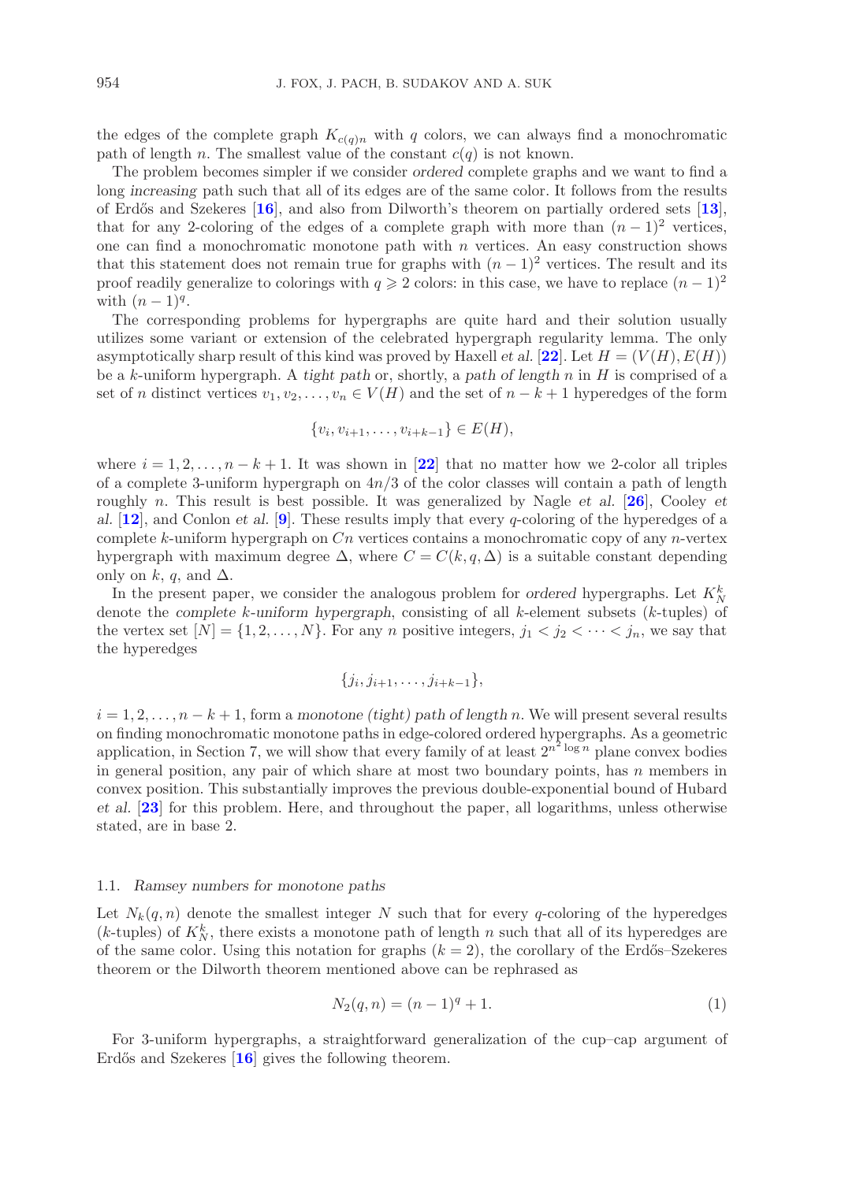the edges of the complete graph $K_{c(q)n}$ with $q$ colors, we can always find a monochromatic path of length $n$. The smallest value of the constant $c(q)$ is not known.

The problem becomes simpler if we consider *ordered* complete graphs and we want to find a long *increasing* path such that all of its edges are of the same color. It follows from the results of Erdős and Szekeres [16], and also from Dilworth's theorem on partially ordered sets [13], that for any 2-coloring of the edges of a complete graph with more than $(n-1)^2$ vertices, one can find a monochromatic monotone path with $n$ vertices. An easy construction shows that this statement does not remain true for graphs with $(n-1)^2$ vertices. The result and its proof readily generalize to colorings with $q \geqslant 2$ colors: in this case, we have to replace $(n-1)^2$ with $(n-1)^q$.

The corresponding problems for hypergraphs are quite hard and their solution usually utilizes some variant or extension of the celebrated hypergraph regularity lemma. The only asymptotically sharp result of this kind was proved by Haxell *et al.* [22]. Let $H = (V(H), E(H))$ be a $k$-uniform hypergraph. A *tight path* or, shortly, a *path of length* $n$ in $H$ is comprised of a set of $n$ distinct vertices $v_1, v_2, \ldots, v_n \in V(H)$ and the set of $n-k+1$ hyperedges of the form

$$\{v_i, v_{i+1}, \ldots, v_{i+k-1}\} \in E(H),$$

where $i = 1, 2, \ldots, n-k+1$. It was shown in [22] that no matter how we 2-color all triples of a complete 3-uniform hypergraph on $4n/3$ of the color classes will contain a path of length roughly $n$. This result is best possible. It was generalized by Nagle *et al.* [26], Cooley *et al.* [12], and Conlon *et al.* [9]. These results imply that every $q$-coloring of the hyperedges of a complete $k$-uniform hypergraph on $Cn$ vertices contains a monochromatic copy of any $n$-vertex hypergraph with maximum degree $\Delta$, where $C = C(k, q, \Delta)$ is a suitable constant depending only on $k$, $q$, and $\Delta$.

In the present paper, we consider the analogous problem for *ordered* hypergraphs. Let $K_N^k$ denote the *complete* $k$*-uniform hypergraph*, consisting of all $k$-element subsets ($k$-tuples) of the vertex set $[N] = \{1, 2, \ldots, N\}$. For any $n$ positive integers, $j_1 < j_2 < \cdots < j_n$, we say that the hyperedges

$$\{j_i, j_{i+1}, \ldots, j_{i+k-1}\},$$

$i = 1, 2, \ldots, n-k+1$, form a *monotone (tight) path of length* $n$. We will present several results on finding monochromatic monotone paths in edge-colored ordered hypergraphs. As a geometric application, in Section 7, we will show that every family of at least $2^{n^2 \log n}$ plane convex bodies in general position, any pair of which share at most two boundary points, has $n$ members in convex position. This substantially improves the previous double-exponential bound of Hubard *et al.* [23] for this problem. Here, and throughout the paper, all logarithms, unless otherwise stated, are in base 2.

### 1.1. *Ramsey numbers for monotone paths*

Let $N_k(q, n)$ denote the smallest integer $N$ such that for every $q$-coloring of the hyperedges ($k$-tuples) of $K_N^k$, there exists a monotone path of length $n$ such that all of its hyperedges are of the same color. Using this notation for graphs ($k = 2$), the corollary of the Erdős–Szekeres theorem or the Dilworth theorem mentioned above can be rephrased as

$$N_2(q, n) = (n-1)^q + 1. \tag{1}$$

For 3-uniform hypergraphs, a straightforward generalization of the cup–cap argument of Erdős and Szekeres [16] gives the following theorem.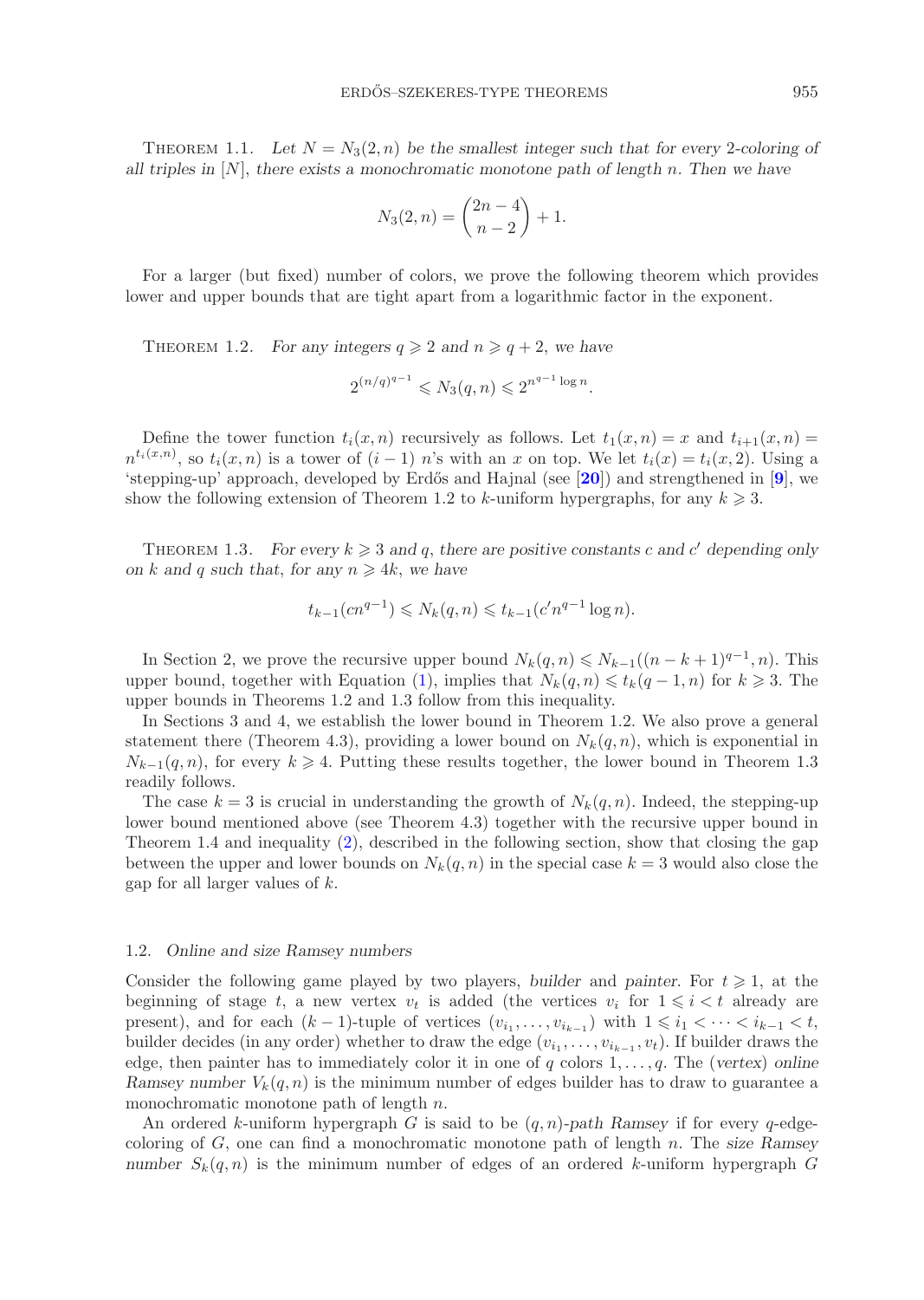THEOREM 1.1. *Let $N = N_3(2, n)$ be the smallest integer such that for every 2-coloring of all triples in $[N]$, there exists a monochromatic monotone path of length $n$. Then we have*

$$N_3(2, n) = \binom{2n-4}{n-2} + 1.$$

For a larger (but fixed) number of colors, we prove the following theorem which provides lower and upper bounds that are tight apart from a logarithmic factor in the exponent.

THEOREM 1.2. *For any integers $q \geqslant 2$ and $n \geqslant q + 2$, we have*

$$2^{(n/q)^{q-1}} \leqslant N_3(q, n) \leqslant 2^{n^{q-1} \log n}.$$

Define the tower function $t_i(x, n)$ recursively as follows. Let $t_1(x, n) = x$ and $t_{i+1}(x, n) = n^{t_i(x,n)}$, so $t_i(x, n)$ is a tower of $(i - 1)$ $n$'s with an $x$ on top. We let $t_i(x) = t_i(x, 2)$. Using a 'stepping-up' approach, developed by Erdős and Hajnal (see [20]) and strengthened in [9], we show the following extension of Theorem 1.2 to $k$-uniform hypergraphs, for any $k \geqslant 3$.

THEOREM 1.3. *For every $k \geqslant 3$ and $q$, there are positive constants $c$ and $c'$ depending only on $k$ and $q$ such that, for any $n \geqslant 4k$, we have*

$$t_{k-1}(cn^{q-1}) \leqslant N_k(q, n) \leqslant t_{k-1}(c'n^{q-1} \log n).$$

In Section 2, we prove the recursive upper bound $N_k(q, n) \leqslant N_{k-1}((n - k + 1)^{q-1}, n)$. This upper bound, together with Equation (1), implies that $N_k(q, n) \leqslant t_k(q - 1, n)$ for $k \geqslant 3$. The upper bounds in Theorems 1.2 and 1.3 follow from this inequality.

In Sections 3 and 4, we establish the lower bound in Theorem 1.2. We also prove a general statement there (Theorem 4.3), providing a lower bound on $N_k(q, n)$, which is exponential in $N_{k-1}(q, n)$, for every $k \geqslant 4$. Putting these results together, the lower bound in Theorem 1.3 readily follows.

The case $k = 3$ is crucial in understanding the growth of $N_k(q, n)$. Indeed, the stepping-up lower bound mentioned above (see Theorem 4.3) together with the recursive upper bound in Theorem 1.4 and inequality (2), described in the following section, show that closing the gap between the upper and lower bounds on $N_k(q, n)$ in the special case $k = 3$ would also close the gap for all larger values of $k$.

### 1.2. *Online and size Ramsey numbers*

Consider the following game played by two players, *builder* and *painter*. For $t \geqslant 1$, at the beginning of stage $t$, a new vertex $v_t$ is added (the vertices $v_i$ for $1 \leqslant i < t$ already are present), and for each $(k-1)$-tuple of vertices $(v_{i_1}, \ldots, v_{i_{k-1}})$ with $1 \leqslant i_1 < \cdots < i_{k-1} < t$, builder decides (in any order) whether to draw the edge $(v_{i_1}, \ldots, v_{i_{k-1}}, v_t)$. If builder draws the edge, then painter has to immediately color it in one of $q$ colors $1, \ldots, q$. The (*vertex*) *online Ramsey number* $V_k(q, n)$ is the minimum number of edges builder has to draw to guarantee a monochromatic monotone path of length $n$.

An ordered $k$-uniform hypergraph $G$ is said to be $(q, n)$-*path Ramsey* if for every $q$-edge-coloring of $G$, one can find a monochromatic monotone path of length $n$. The *size Ramsey number* $S_k(q, n)$ is the minimum number of edges of an ordered $k$-uniform hypergraph $G$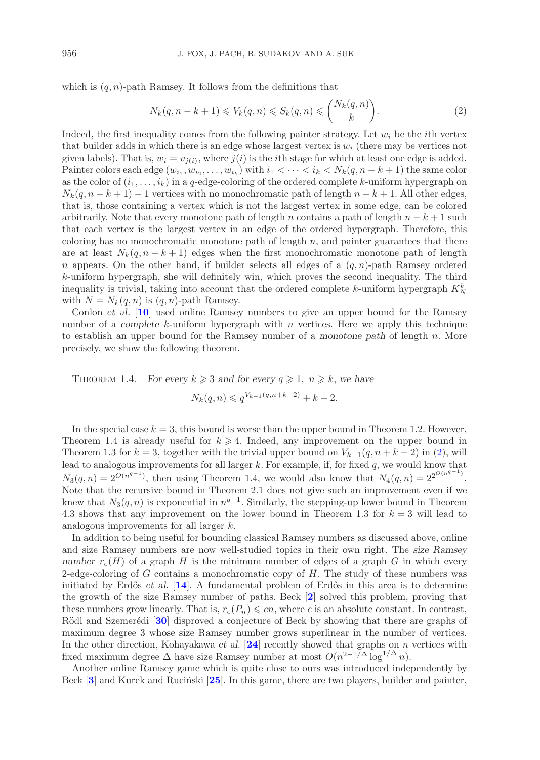which is $(q, n)$-path Ramsey. It follows from the definitions that

$$N_k(q, n-k+1) \leqslant V_k(q, n) \leqslant S_k(q, n) \leqslant \binom{N_k(q,n)}{k}. \tag{2}$$

Indeed, the first inequality comes from the following painter strategy. Let $w_i$ be the $i$th vertex that builder adds in which there is an edge whose largest vertex is $w_i$ (there may be vertices not given labels). That is, $w_i = v_{j(i)}$, where $j(i)$ is the $i$th stage for which at least one edge is added. Painter colors each edge $(w_{i_1}, w_{i_2}, \ldots, w_{i_k})$ with $i_1 < \cdots < i_k < N_k(q, n-k+1)$ the same color as the color of $(i_1, \ldots, i_k)$ in a $q$-edge-coloring of the ordered complete $k$-uniform hypergraph on $N_k(q, n-k+1) - 1$ vertices with no monochromatic path of length $n - k + 1$. All other edges, that is, those containing a vertex which is not the largest vertex in some edge, can be colored arbitrarily. Note that every monotone path of length $n$ contains a path of length $n-k+1$ such that each vertex is the largest vertex in an edge of the ordered hypergraph. Therefore, this coloring has no monochromatic monotone path of length $n$, and painter guarantees that there are at least $N_k(q, n-k+1)$ edges when the first monochromatic monotone path of length $n$ appears. On the other hand, if builder selects all edges of a $(q, n)$-path Ramsey ordered $k$-uniform hypergraph, she will definitely win, which proves the second inequality. The third inequality is trivial, taking into account that the ordered complete $k$-uniform hypergraph $K_N^k$ with $N = N_k(q, n)$ is $(q, n)$-path Ramsey.

Conlon *et al.* [10] used online Ramsey numbers to give an upper bound for the Ramsey number of a *complete* $k$-uniform hypergraph with $n$ vertices. Here we apply this technique to establish an upper bound for the Ramsey number of a *monotone path* of length $n$. More precisely, we show the following theorem.

Theorem 1.4. *For every $k \geqslant 3$ and for every $q \geqslant 1$, $n \geqslant k$, we have*

$$N_k(q, n) \leqslant q^{V_{k-1}(q, n+k-2)} + k - 2.$$

In the special case $k = 3$, this bound is worse than the upper bound in Theorem 1.2. However, Theorem 1.4 is already useful for $k \geqslant 4$. Indeed, any improvement on the upper bound in Theorem 1.3 for $k = 3$, together with the trivial upper bound on $V_{k-1}(q, n+k-2)$ in (2), will lead to analogous improvements for all larger $k$. For example, if, for fixed $q$, we would know that $N_3(q, n) = 2^{O(n^{q-1})}$, then using Theorem 1.4, we would also know that $N_4(q, n) = 2^{2^{O(n^{q-1})}}$. Note that the recursive bound in Theorem 2.1 does not give such an improvement even if we knew that $N_3(q, n)$ is exponential in $n^{q-1}$. Similarly, the stepping-up lower bound in Theorem 4.3 shows that any improvement on the lower bound in Theorem 1.3 for $k = 3$ will lead to analogous improvements for all larger $k$.

In addition to being useful for bounding classical Ramsey numbers as discussed above, online and size Ramsey numbers are now well-studied topics in their own right. The *size Ramsey number* $r_e(H)$ of a graph $H$ is the minimum number of edges of a graph $G$ in which every 2-edge-coloring of $G$ contains a monochromatic copy of $H$. The study of these numbers was initiated by Erdős *et al.* [14]. A fundamental problem of Erdős in this area is to determine the growth of the size Ramsey number of paths. Beck [2] solved this problem, proving that these numbers grow linearly. That is, $r_e(P_n) \leqslant cn$, where $c$ is an absolute constant. In contrast, Rödl and Szemerédi [30] disproved a conjecture of Beck by showing that there are graphs of maximum degree 3 whose size Ramsey number grows superlinear in the number of vertices. In the other direction, Kohayakawa *et al.* [24] recently showed that graphs on $n$ vertices with fixed maximum degree $\Delta$ have size Ramsey number at most $O(n^{2-1/\Delta} \log^{1/\Delta} n)$.

Another online Ramsey game which is quite close to ours was introduced independently by Beck [3] and Kurek and Ruciński [25]. In this game, there are two players, builder and painter,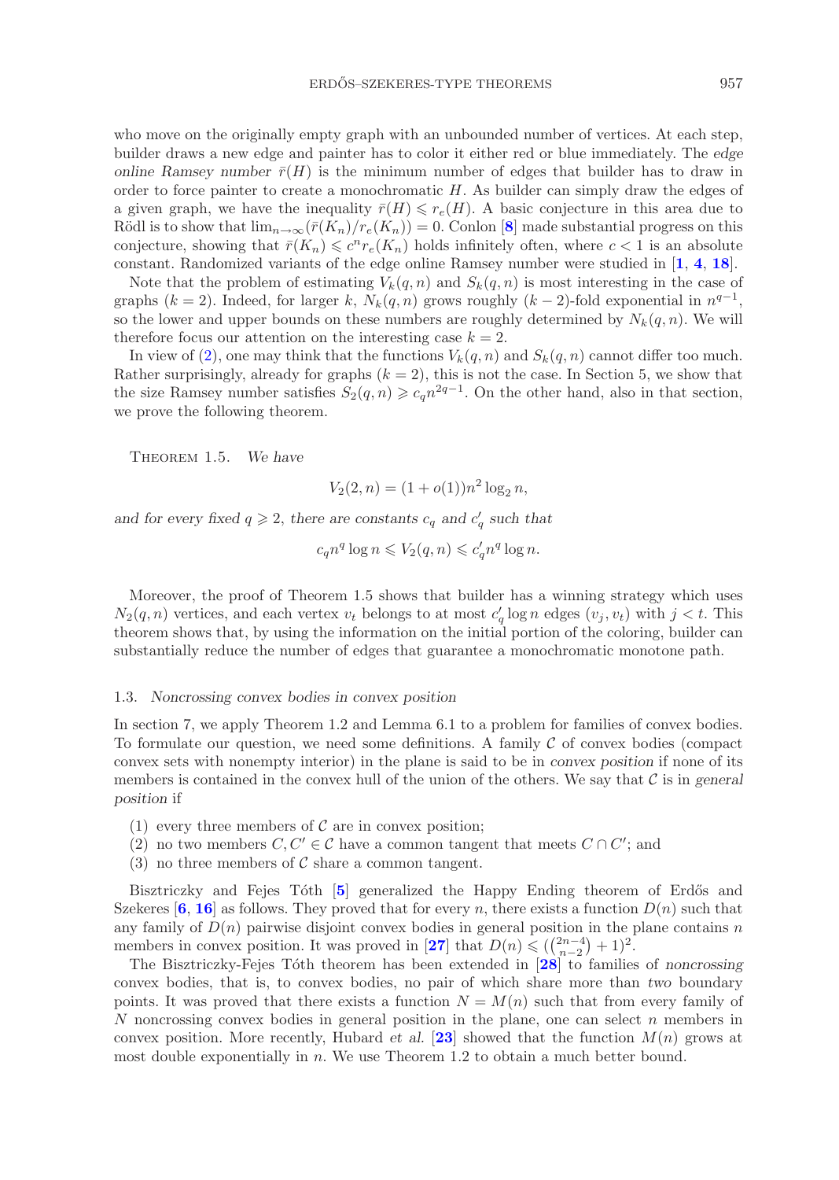who move on the originally empty graph with an unbounded number of vertices. At each step, builder draws a new edge and painter has to color it either red or blue immediately. The *edge online Ramsey number* $\bar{r}(H)$ is the minimum number of edges that builder has to draw in order to force painter to create a monochromatic $H$. As builder can simply draw the edges of a given graph, we have the inequality $\bar{r}(H) \leqslant r_e(H)$. A basic conjecture in this area due to Rödl is to show that $\lim_{n\to\infty}(\bar{r}(K_n)/r_e(K_n)) = 0$. Conlon [**8**] made substantial progress on this conjecture, showing that $\bar{r}(K_n) \leqslant c^n r_e(K_n)$ holds infinitely often, where $c < 1$ is an absolute constant. Randomized variants of the edge online Ramsey number were studied in [**1**, **4**, **18**].

Note that the problem of estimating $V_k(q, n)$ and $S_k(q, n)$ is most interesting in the case of graphs ($k = 2$). Indeed, for larger $k$, $N_k(q, n)$ grows roughly $(k - 2)$-fold exponential in $n^{q-1}$, so the lower and upper bounds on these numbers are roughly determined by $N_k(q, n)$. We will therefore focus our attention on the interesting case $k = 2$.

In view of (2), one may think that the functions $V_k(q, n)$ and $S_k(q, n)$ cannot differ too much. Rather surprisingly, already for graphs ($k = 2$), this is not the case. In Section 5, we show that the size Ramsey number satisfies $S_2(q, n) \geqslant c_q n^{2q-1}$. On the other hand, also in that section, we prove the following theorem.

Theorem 1.5. *We have*

$$V_2(2, n) = (1 + o(1))n^2 \log_2 n,$$

*and for every fixed* $q \geqslant 2$, *there are constants* $c_q$ *and* $c'_q$ *such that*

$$c_q n^q \log n \leqslant V_2(q, n) \leqslant c'_q n^q \log n.$$

Moreover, the proof of Theorem 1.5 shows that builder has a winning strategy which uses $N_2(q, n)$ vertices, and each vertex $v_t$ belongs to at most $c'_q \log n$ edges $(v_j, v_t)$ with $j < t$. This theorem shows that, by using the information on the initial portion of the coloring, builder can substantially reduce the number of edges that guarantee a monochromatic monotone path.

### 1.3. *Noncrossing convex bodies in convex position*

In section 7, we apply Theorem 1.2 and Lemma 6.1 to a problem for families of convex bodies. To formulate our question, we need some definitions. A family $\mathcal{C}$ of convex bodies (compact convex sets with nonempty interior) in the plane is said to be in *convex position* if none of its members is contained in the convex hull of the union of the others. We say that $\mathcal{C}$ is in *general position* if

(1) every three members of $\mathcal{C}$ are in convex position;
(2) no two members $C, C' \in \mathcal{C}$ have a common tangent that meets $C \cap C'$; and
(3) no three members of $\mathcal{C}$ share a common tangent.

Bisztriczky and Fejes Tóth [**5**] generalized the Happy Ending theorem of Erdős and Szekeres [**6**, **16**] as follows. They proved that for every $n$, there exists a function $D(n)$ such that any family of $D(n)$ pairwise disjoint convex bodies in general position in the plane contains $n$ members in convex position. It was proved in [**27**] that $D(n) \leqslant (\binom{2n-4}{n-2} + 1)^2$.

The Bisztriczky-Fejes Tóth theorem has been extended in [**28**] to families of *noncrossing* convex bodies, that is, to convex bodies, no pair of which share more than *two* boundary points. It was proved that there exists a function $N = M(n)$ such that from every family of $N$ noncrossing convex bodies in general position in the plane, one can select $n$ members in convex position. More recently, Hubard *et al.* [**23**] showed that the function $M(n)$ grows at most double exponentially in $n$. We use Theorem 1.2 to obtain a much better bound.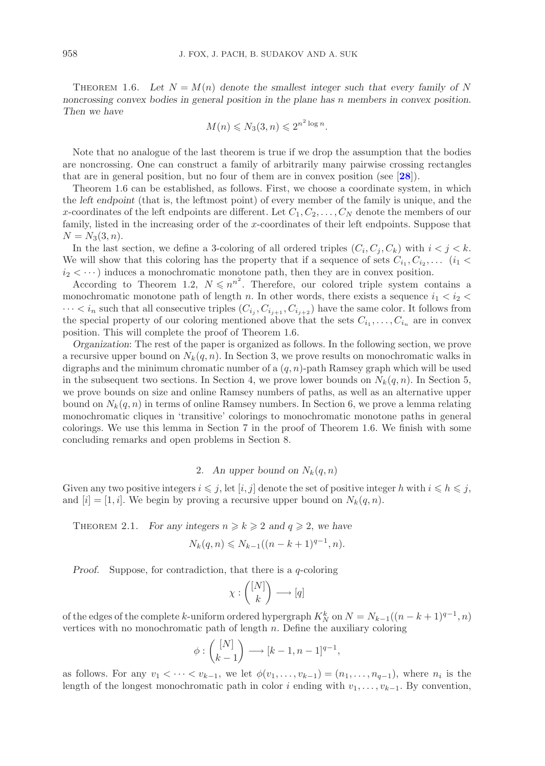Theorem 1.6. *Let $N = M(n)$ denote the smallest integer such that every family of $N$ noncrossing convex bodies in general position in the plane has $n$ members in convex position. Then we have*

$$M(n) \leqslant N_3(3, n) \leqslant 2^{n^2 \log n}.$$

Note that no analogue of the last theorem is true if we drop the assumption that the bodies are noncrossing. One can construct a family of arbitrarily many pairwise crossing rectangles that are in general position, but no four of them are in convex position (see [**28**]).

Theorem 1.6 can be established, as follows. First, we choose a coordinate system, in which the *left endpoint* (that is, the leftmost point) of every member of the family is unique, and the $x$-coordinates of the left endpoints are different. Let $C_1, C_2, \ldots, C_N$ denote the members of our family, listed in the increasing order of the $x$-coordinates of their left endpoints. Suppose that $N = N_3(3, n)$.

In the last section, we define a 3-coloring of all ordered triples $(C_i, C_j, C_k)$ with $i < j < k$. We will show that this coloring has the property that if a sequence of sets $C_{i_1}, C_{i_2}, \ldots$ $(i_1 < i_2 < \cdots)$ induces a monochromatic monotone path, then they are in convex position.

According to Theorem 1.2, $N \leqslant n^{n^2}$. Therefore, our colored triple system contains a monochromatic monotone path of length $n$. In other words, there exists a sequence $i_1 < i_2 < \cdots < i_n$ such that all consecutive triples $(C_{i_j}, C_{i_{j+1}}, C_{i_{j+2}})$ have the same color. It follows from the special property of our coloring mentioned above that the sets $C_{i_1}, \ldots, C_{i_n}$ are in convex position. This will complete the proof of Theorem 1.6.

*Organization*: The rest of the paper is organized as follows. In the following section, we prove a recursive upper bound on $N_k(q, n)$. In Section 3, we prove results on monochromatic walks in digraphs and the minimum chromatic number of a $(q, n)$-path Ramsey graph which will be used in the subsequent two sections. In Section 4, we prove lower bounds on $N_k(q, n)$. In Section 5, we prove bounds on size and online Ramsey numbers of paths, as well as an alternative upper bound on $N_k(q, n)$ in terms of online Ramsey numbers. In Section 6, we prove a lemma relating monochromatic cliques in 'transitive' colorings to monochromatic monotone paths in general colorings. We use this lemma in Section 7 in the proof of Theorem 1.6. We finish with some concluding remarks and open problems in Section 8.

## 2. *An upper bound on $N_k(q, n)$*

Given any two positive integers $i \leqslant j$, let $[i, j]$ denote the set of positive integer $h$ with $i \leqslant h \leqslant j$, and $[i] = [1, i]$. We begin by proving a recursive upper bound on $N_k(q, n)$.

Theorem 2.1. *For any integers $n \geqslant k \geqslant 2$ and $q \geqslant 2$, we have*

$$N_k(q, n) \leqslant N_{k-1}((n - k + 1)^{q-1}, n).$$

*Proof.* Suppose, for contradiction, that there is a $q$-coloring

$$\chi : \binom{[N]}{k} \longrightarrow [q]$$

of the edges of the complete $k$-uniform ordered hypergraph $K_N^k$ on $N = N_{k-1}((n - k + 1)^{q-1}, n)$ vertices with no monochromatic path of length $n$. Define the auxiliary coloring

$$\phi : \binom{[N]}{k-1} \longrightarrow [k - 1, n - 1]^{q-1},$$

as follows. For any $v_1 < \cdots < v_{k-1}$, we let $\phi(v_1, \ldots, v_{k-1}) = (n_1, \ldots, n_{q-1})$, where $n_i$ is the length of the longest monochromatic path in color $i$ ending with $v_1, \ldots, v_{k-1}$. By convention,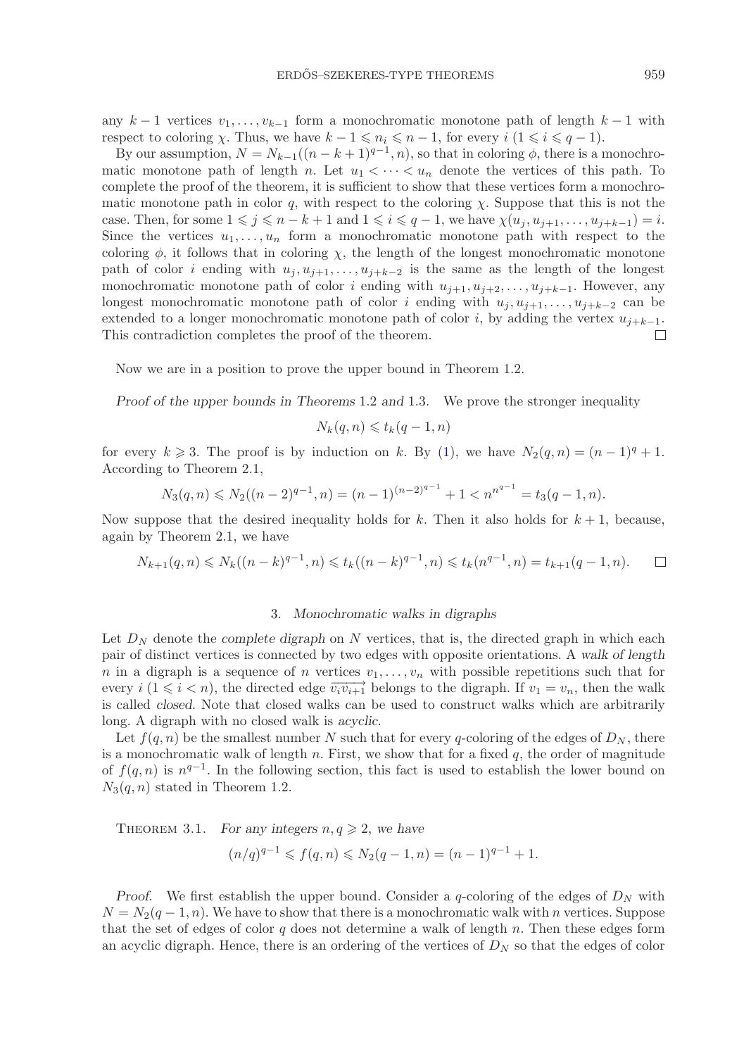any $k-1$ vertices $v_1, \ldots, v_{k-1}$ form a monochromatic monotone path of length $k-1$ with respect to coloring $\chi$. Thus, we have $k-1 \leqslant n_i \leqslant n-1$, for every $i$ $(1 \leqslant i \leqslant q-1)$.

By our assumption, $N = N_{k-1}((n-k+1)^{q-1}, n)$, so that in coloring $\phi$, there is a monochromatic monotone path of length $n$. Let $u_1 < \cdots < u_n$ denote the vertices of this path. To complete the proof of the theorem, it is sufficient to show that these vertices form a monochromatic monotone path in color $q$, with respect to the coloring $\chi$. Suppose that this is not the case. Then, for some $1 \leqslant j \leqslant n-k+1$ and $1 \leqslant i \leqslant q-1$, we have $\chi(u_j, u_{j+1}, \ldots, u_{j+k-1}) = i$. Since the vertices $u_1, \ldots, u_n$ form a monochromatic monotone path with respect to the coloring $\phi$, it follows that in coloring $\chi$, the length of the longest monochromatic monotone path of color $i$ ending with $u_j, u_{j+1}, \ldots, u_{j+k-2}$ is the same as the length of the longest monochromatic monotone path of color $i$ ending with $u_{j+1}, u_{j+2}, \ldots, u_{j+k-1}$. However, any longest monochromatic monotone path of color $i$ ending with $u_j, u_{j+1}, \ldots, u_{j+k-2}$ can be extended to a longer monochromatic monotone path of color $i$, by adding the vertex $u_{j+k-1}$. This contradiction completes the proof of the theorem. □

Now we are in a position to prove the upper bound in Theorem 1.2.

*Proof of the upper bounds in Theorems* 1.2 *and* 1.3. We prove the stronger inequality

$$N_k(q, n) \leqslant t_k(q-1, n)$$

for every $k \geqslant 3$. The proof is by induction on $k$. By (1), we have $N_2(q, n) = (n-1)^q + 1$. According to Theorem 2.1,

$$N_3(q, n) \leqslant N_2((n-2)^{q-1}, n) = (n-1)^{(n-2)^{q-1}} + 1 < n^{n^{q-1}} = t_3(q-1, n).$$

Now suppose that the desired inequality holds for $k$. Then it also holds for $k+1$, because, again by Theorem 2.1, we have

$$N_{k+1}(q, n) \leqslant N_k((n-k)^{q-1}, n) \leqslant t_k((n-k)^{q-1}, n) \leqslant t_k(n^{q-1}, n) = t_{k+1}(q-1, n). \qquad \square$$

## 3. *Monochromatic walks in digraphs*

Let $D_N$ denote the *complete digraph* on $N$ vertices, that is, the directed graph in which each pair of distinct vertices is connected by two edges with opposite orientations. A *walk of length* $n$ in a digraph is a sequence of $n$ vertices $v_1, \ldots, v_n$ with possible repetitions such that for every $i$ $(1 \leqslant i < n)$, the directed edge $\overrightarrow{v_i v_{i+1}}$ belongs to the digraph. If $v_1 = v_n$, then the walk is called *closed*. Note that closed walks can be used to construct walks which are arbitrarily long. A digraph with no closed walk is *acyclic*.

Let $f(q, n)$ be the smallest number $N$ such that for every $q$-coloring of the edges of $D_N$, there is a monochromatic walk of length $n$. First, we show that for a fixed $q$, the order of magnitude of $f(q, n)$ is $n^{q-1}$. In the following section, this fact is used to establish the lower bound on $N_3(q, n)$ stated in Theorem 1.2.

Theorem 3.1. *For any integers* $n, q \geqslant 2$, *we have*

$$(n/q)^{q-1} \leqslant f(q, n) \leqslant N_2(q-1, n) = (n-1)^{q-1} + 1.$$

*Proof.* We first establish the upper bound. Consider a $q$-coloring of the edges of $D_N$ with $N = N_2(q-1, n)$. We have to show that there is a monochromatic walk with $n$ vertices. Suppose that the set of edges of color $q$ does not determine a walk of length $n$. Then these edges form an acyclic digraph. Hence, there is an ordering of the vertices of $D_N$ so that the edges of color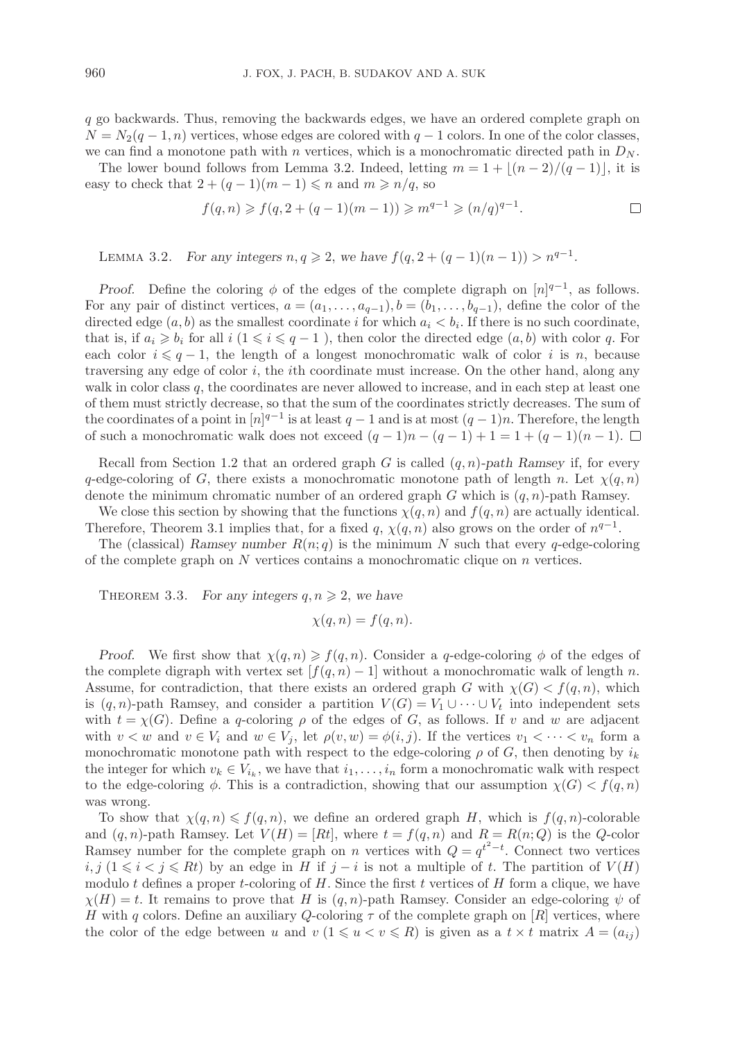$q$ go backwards. Thus, removing the backwards edges, we have an ordered complete graph on $N = N_2(q-1, n)$ vertices, whose edges are colored with $q-1$ colors. In one of the color classes, we can find a monotone path with $n$ vertices, which is a monochromatic directed path in $D_N$.

The lower bound follows from Lemma 3.2. Indeed, letting $m = 1 + \lfloor (n-2)/(q-1) \rfloor$, it is easy to check that $2 + (q-1)(m-1) \leqslant n$ and $m \geqslant n/q$, so

$$f(q, n) \geqslant f(q, 2 + (q-1)(m-1)) \geqslant m^{q-1} \geqslant (n/q)^{q-1}. \qquad \square$$

LEMMA 3.2. *For any integers $n, q \geqslant 2$, we have $f(q, 2 + (q-1)(n-1)) > n^{q-1}$.*

*Proof.* Define the coloring $\phi$ of the edges of the complete digraph on $[n]^{q-1}$, as follows. For any pair of distinct vertices, $a = (a_1, \ldots, a_{q-1}), b = (b_1, \ldots, b_{q-1})$, define the color of the directed edge $(a, b)$ as the smallest coordinate $i$ for which $a_i < b_i$. If there is no such coordinate, that is, if $a_i \geqslant b_i$ for all $i$ ($1 \leqslant i \leqslant q-1$ ), then color the directed edge $(a, b)$ with color $q$. For each color $i \leqslant q-1$, the length of a longest monochromatic walk of color $i$ is $n$, because traversing any edge of color $i$, the $i$th coordinate must increase. On the other hand, along any walk in color class $q$, the coordinates are never allowed to increase, and in each step at least one of them must strictly decrease, so that the sum of the coordinates strictly decreases. The sum of the coordinates of a point in $[n]^{q-1}$ is at least $q-1$ and is at most $(q-1)n$. Therefore, the length of such a monochromatic walk does not exceed $(q-1)n - (q-1) + 1 = 1 + (q-1)(n-1)$. $\square$

Recall from Section 1.2 that an ordered graph $G$ is called *$(q, n)$-path Ramsey* if, for every $q$-edge-coloring of $G$, there exists a monochromatic monotone path of length $n$. Let $\chi(q, n)$ denote the minimum chromatic number of an ordered graph $G$ which is $(q, n)$-path Ramsey.

We close this section by showing that the functions $\chi(q, n)$ and $f(q, n)$ are actually identical. Therefore, Theorem 3.1 implies that, for a fixed $q$, $\chi(q, n)$ also grows on the order of $n^{q-1}$.

The (classical) *Ramsey number* $R(n; q)$ is the minimum $N$ such that every $q$-edge-coloring of the complete graph on $N$ vertices contains a monochromatic clique on $n$ vertices.

THEOREM 3.3. *For any integers $q, n \geqslant 2$, we have*

$$\chi(q, n) = f(q, n).$$

*Proof.* We first show that $\chi(q, n) \geqslant f(q, n)$. Consider a $q$-edge-coloring $\phi$ of the edges of the complete digraph with vertex set $[f(q, n) - 1]$ without a monochromatic walk of length $n$. Assume, for contradiction, that there exists an ordered graph $G$ with $\chi(G) < f(q, n)$, which is $(q, n)$-path Ramsey, and consider a partition $V(G) = V_1 \cup \cdots \cup V_t$ into independent sets with $t = \chi(G)$. Define a $q$-coloring $\rho$ of the edges of $G$, as follows. If $v$ and $w$ are adjacent with $v < w$ and $v \in V_i$ and $w \in V_j$, let $\rho(v, w) = \phi(i, j)$. If the vertices $v_1 < \cdots < v_n$ form a monochromatic monotone path with respect to the edge-coloring $\rho$ of $G$, then denoting by $i_k$ the integer for which $v_k \in V_{i_k}$, we have that $i_1, \ldots, i_n$ form a monochromatic walk with respect to the edge-coloring $\phi$. This is a contradiction, showing that our assumption $\chi(G) < f(q, n)$ was wrong.

To show that $\chi(q, n) \leqslant f(q, n)$, we define an ordered graph $H$, which is $f(q, n)$-colorable and $(q, n)$-path Ramsey. Let $V(H) = [Rt]$, where $t = f(q, n)$ and $R = R(n; Q)$ is the $Q$-color Ramsey number for the complete graph on $n$ vertices with $Q = q^{t^2 - t}$. Connect two vertices $i, j$ ($1 \leqslant i < j \leqslant Rt$) by an edge in $H$ if $j - i$ is not a multiple of $t$. The partition of $V(H)$ modulo $t$ defines a proper $t$-coloring of $H$. Since the first $t$ vertices of $H$ form a clique, we have $\chi(H) = t$. It remains to prove that $H$ is $(q, n)$-path Ramsey. Consider an edge-coloring $\psi$ of $H$ with $q$ colors. Define an auxiliary $Q$-coloring $\tau$ of the complete graph on $[R]$ vertices, where the color of the edge between $u$ and $v$ ($1 \leqslant u < v \leqslant R$) is given as a $t \times t$ matrix $A = (a_{ij})$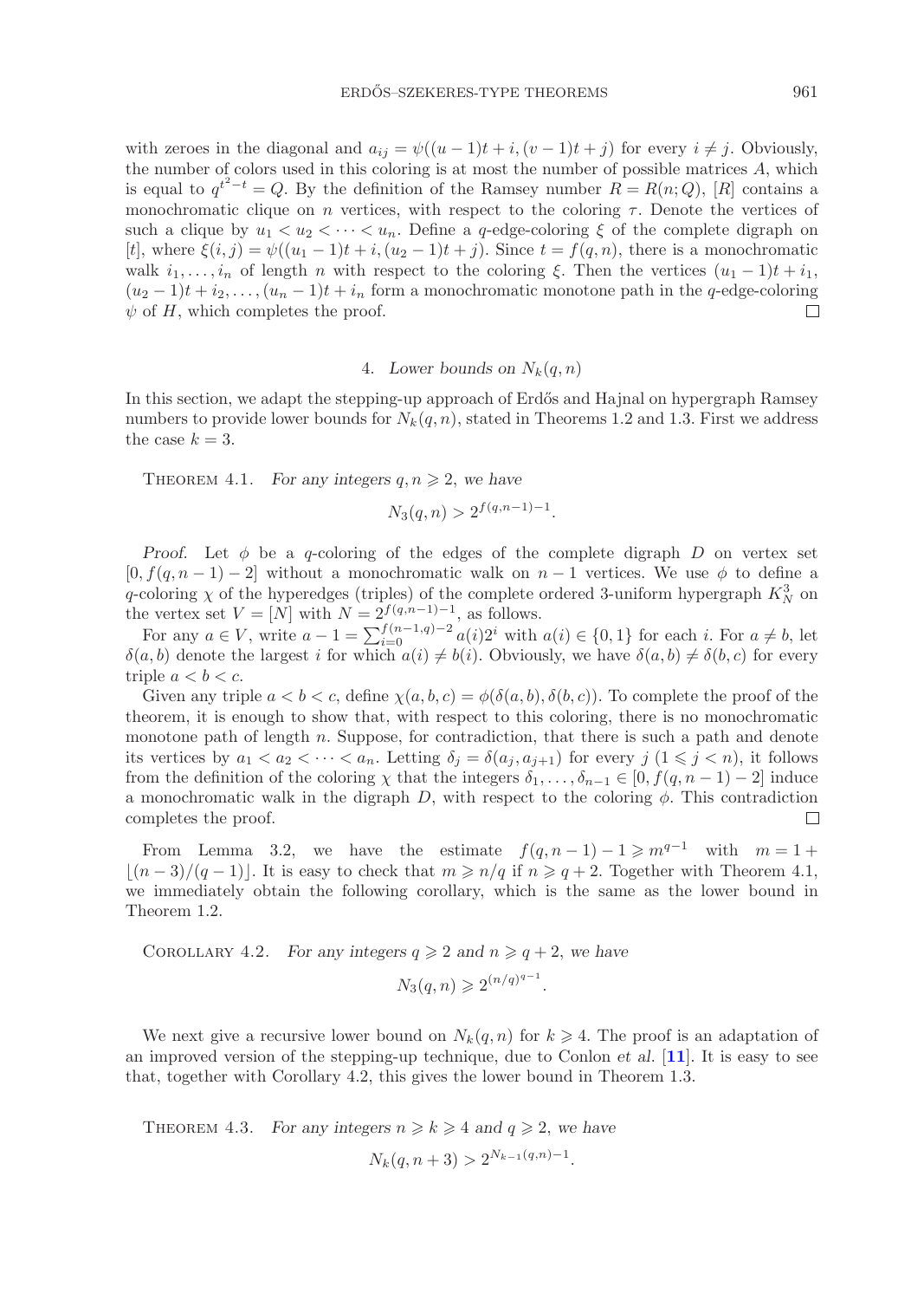with zeroes in the diagonal and $a_{ij} = \psi((u-1)t+i, (v-1)t+j)$ for every $i \neq j$. Obviously, the number of colors used in this coloring is at most the number of possible matrices $A$, which is equal to $q^{t^2-t} = Q$. By the definition of the Ramsey number $R = R(n;Q)$, $[R]$ contains a monochromatic clique on $n$ vertices, with respect to the coloring $\tau$. Denote the vertices of such a clique by $u_1 < u_2 < \cdots < u_n$. Define a $q$-edge-coloring $\xi$ of the complete digraph on $[t]$, where $\xi(i,j) = \psi((u_1-1)t+i, (u_2-1)t+j)$. Since $t = f(q,n)$, there is a monochromatic walk $i_1, \ldots, i_n$ of length $n$ with respect to the coloring $\xi$. Then the vertices $(u_1-1)t+i_1$, $(u_2-1)t+i_2, \ldots, (u_n-1)t+i_n$ form a monochromatic monotone path in the $q$-edge-coloring $\psi$ of $H$, which completes the proof. □

## 4. *Lower bounds on* $N_k(q,n)$

In this section, we adapt the stepping-up approach of Erdős and Hajnal on hypergraph Ramsey numbers to provide lower bounds for $N_k(q,n)$, stated in Theorems 1.2 and 1.3. First we address the case $k = 3$.

THEOREM 4.1. *For any integers* $q, n \geqslant 2$, *we have*

$$N_3(q,n) > 2^{f(q,n-1)-1}.$$

*Proof.* Let $\phi$ be a $q$-coloring of the edges of the complete digraph $D$ on vertex set $[0, f(q,n-1)-2]$ without a monochromatic walk on $n-1$ vertices. We use $\phi$ to define a $q$-coloring $\chi$ of the hyperedges (triples) of the complete ordered 3-uniform hypergraph $K_N^3$ on the vertex set $V = [N]$ with $N = 2^{f(q,n-1)-1}$, as follows.

For any $a \in V$, write $a - 1 = \sum_{i=0}^{f(n-1,q)-2} a(i)2^i$ with $a(i) \in \{0,1\}$ for each $i$. For $a \neq b$, let $\delta(a,b)$ denote the largest $i$ for which $a(i) \neq b(i)$. Obviously, we have $\delta(a,b) \neq \delta(b,c)$ for every triple $a < b < c$.

Given any triple $a < b < c$, define $\chi(a,b,c) = \phi(\delta(a,b), \delta(b,c))$. To complete the proof of the theorem, it is enough to show that, with respect to this coloring, there is no monochromatic monotone path of length $n$. Suppose, for contradiction, that there is such a path and denote its vertices by $a_1 < a_2 < \cdots < a_n$. Letting $\delta_j = \delta(a_j, a_{j+1})$ for every $j$ $(1 \leqslant j < n)$, it follows from the definition of the coloring $\chi$ that the integers $\delta_1, \ldots, \delta_{n-1} \in [0, f(q,n-1)-2]$ induce a monochromatic walk in the digraph $D$, with respect to the coloring $\phi$. This contradiction completes the proof. □

From Lemma 3.2, we have the estimate $f(q,n-1)-1 \geqslant m^{q-1}$ with $m = 1 + \lfloor (n-3)/(q-1) \rfloor$. It is easy to check that $m \geqslant n/q$ if $n \geqslant q+2$. Together with Theorem 4.1, we immediately obtain the following corollary, which is the same as the lower bound in Theorem 1.2.

COROLLARY 4.2. *For any integers* $q \geqslant 2$ *and* $n \geqslant q+2$, *we have*

$$N_3(q,n) \geqslant 2^{(n/q)^{q-1}}.$$

We next give a recursive lower bound on $N_k(q,n)$ for $k \geqslant 4$. The proof is an adaptation of an improved version of the stepping-up technique, due to Conlon *et al.* [**11**]. It is easy to see that, together with Corollary 4.2, this gives the lower bound in Theorem 1.3.

THEOREM 4.3. *For any integers* $n \geqslant k \geqslant 4$ *and* $q \geqslant 2$, *we have*

$$N_k(q,n+3) > 2^{N_{k-1}(q,n)-1}.$$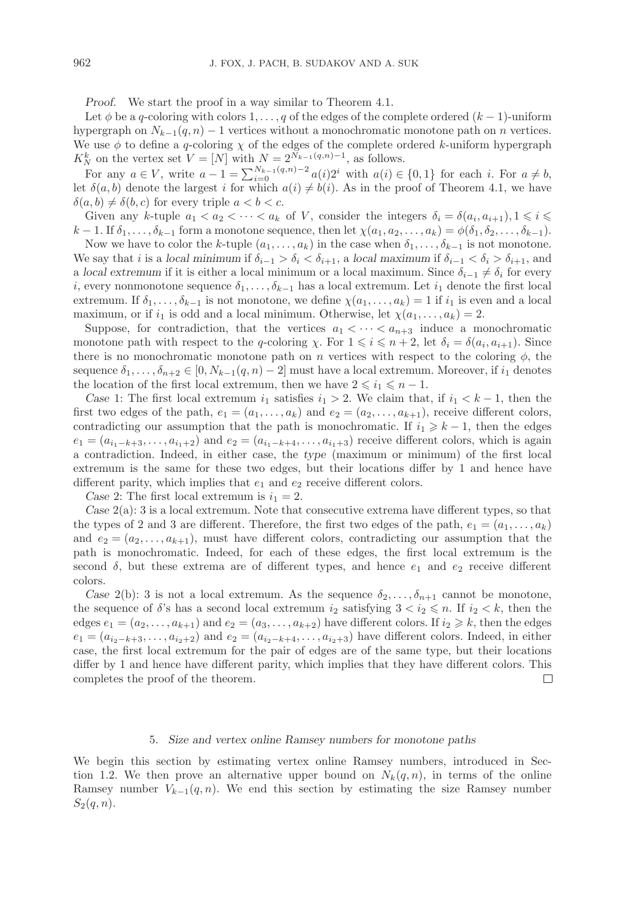*Proof.* We start the proof in a way similar to Theorem 4.1.

Let $\phi$ be a $q$-coloring with colors $1, \ldots, q$ of the edges of the complete ordered $(k-1)$-uniform hypergraph on $N_{k-1}(q,n) - 1$ vertices without a monochromatic monotone path on $n$ vertices. We use $\phi$ to define a $q$-coloring $\chi$ of the edges of the complete ordered $k$-uniform hypergraph $K_N^k$ on the vertex set $V = [N]$ with $N = 2^{N_{k-1}(q,n)-1}$, as follows.

For any $a \in V$, write $a - 1 = \sum_{i=0}^{N_{k-1}(q,n)-2} a(i)2^i$ with $a(i) \in \{0,1\}$ for each $i$. For $a \neq b$, let $\delta(a,b)$ denote the largest $i$ for which $a(i) \neq b(i)$. As in the proof of Theorem 4.1, we have $\delta(a,b) \neq \delta(b,c)$ for every triple $a < b < c$.

Given any $k$-tuple $a_1 < a_2 < \cdots < a_k$ of $V$, consider the integers $\delta_i = \delta(a_i, a_{i+1}), 1 \leqslant i \leqslant k-1$. If $\delta_1, \ldots, \delta_{k-1}$ form a monotone sequence, then let $\chi(a_1, a_2, \ldots, a_k) = \phi(\delta_1, \delta_2, \ldots, \delta_{k-1})$.

Now we have to color the $k$-tuple $(a_1, \ldots, a_k)$ in the case when $\delta_1, \ldots, \delta_{k-1}$ is not monotone. We say that $i$ is a *local minimum* if $\delta_{i-1} > \delta_i < \delta_{i+1}$, a *local maximum* if $\delta_{i-1} < \delta_i > \delta_{i+1}$, and a *local extremum* if it is either a local minimum or a local maximum. Since $\delta_{i-1} \neq \delta_i$ for every $i$, every nonmonotone sequence $\delta_1, \ldots, \delta_{k-1}$ has a local extremum. Let $i_1$ denote the first local extremum. If $\delta_1, \ldots, \delta_{k-1}$ is not monotone, we define $\chi(a_1, \ldots, a_k) = 1$ if $i_1$ is even and a local maximum, or if $i_1$ is odd and a local minimum. Otherwise, let $\chi(a_1, \ldots, a_k) = 2$.

Suppose, for contradiction, that the vertices $a_1 < \cdots < a_{n+3}$ induce a monochromatic monotone path with respect to the $q$-coloring $\chi$. For $1 \leqslant i \leqslant n+2$, let $\delta_i = \delta(a_i, a_{i+1})$. Since there is no monochromatic monotone path on $n$ vertices with respect to the coloring $\phi$, the sequence $\delta_1, \ldots, \delta_{n+2} \in [0, N_{k-1}(q,n) - 2]$ must have a local extremum. Moreover, if $i_1$ denotes the location of the first local extremum, then we have $2 \leqslant i_1 \leqslant n-1$.

*Case* 1: The first local extremum $i_1$ satisfies $i_1 > 2$. We claim that, if $i_1 < k-1$, then the first two edges of the path, $e_1 = (a_1, \ldots, a_k)$ and $e_2 = (a_2, \ldots, a_{k+1})$, receive different colors, contradicting our assumption that the path is monochromatic. If $i_1 \geqslant k-1$, then the edges $e_1 = (a_{i_1-k+3}, \ldots, a_{i_1+2})$ and $e_2 = (a_{i_1-k+4}, \ldots, a_{i_1+3})$ receive different colors, which is again a contradiction. Indeed, in either case, the *type* (maximum or minimum) of the first local extremum is the same for these two edges, but their locations differ by 1 and hence have different parity, which implies that $e_1$ and $e_2$ receive different colors.

*Case* 2: The first local extremum is $i_1 = 2$.

*Case* 2(a): 3 is a local extremum. Note that consecutive extrema have different types, so that the types of 2 and 3 are different. Therefore, the first two edges of the path, $e_1 = (a_1, \ldots, a_k)$ and $e_2 = (a_2, \ldots, a_{k+1})$, must have different colors, contradicting our assumption that the path is monochromatic. Indeed, for each of these edges, the first local extremum is the second $\delta$, but these extrema are of different types, and hence $e_1$ and $e_2$ receive different colors.

*Case* 2(b): 3 is not a local extremum. As the sequence $\delta_2, \ldots, \delta_{n+1}$ cannot be monotone, the sequence of $\delta$'s has a second local extremum $i_2$ satisfying $3 < i_2 \leqslant n$. If $i_2 < k$, then the edges $e_1 = (a_2, \ldots, a_{k+1})$ and $e_2 = (a_3, \ldots, a_{k+2})$ have different colors. If $i_2 \geqslant k$, then the edges $e_1 = (a_{i_2-k+3}, \ldots, a_{i_2+2})$ and $e_2 = (a_{i_2-k+4}, \ldots, a_{i_2+3})$ have different colors. Indeed, in either case, the first local extremum for the pair of edges are of the same type, but their locations differ by 1 and hence have different parity, which implies that they have different colors. This completes the proof of the theorem. $\square$

## 5. *Size and vertex online Ramsey numbers for monotone paths*

We begin this section by estimating vertex online Ramsey numbers, introduced in Section 1.2. We then prove an alternative upper bound on $N_k(q,n)$, in terms of the online Ramsey number $V_{k-1}(q,n)$. We end this section by estimating the size Ramsey number $S_2(q,n)$.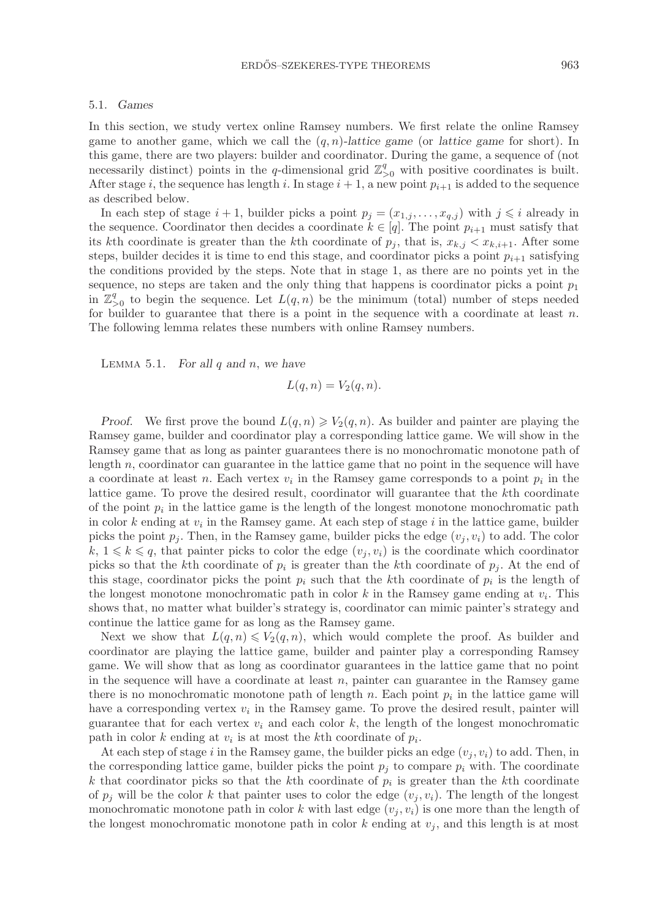### 5.1. *Games*

In this section, we study vertex online Ramsey numbers. We first relate the online Ramsey game to another game, which we call the $(q, n)$-*lattice game* (or *lattice game* for short). In this game, there are two players: builder and coordinator. During the game, a sequence of (not necessarily distinct) points in the $q$-dimensional grid $\mathbb{Z}_{>0}^q$ with positive coordinates is built. After stage $i$, the sequence has length $i$. In stage $i+1$, a new point $p_{i+1}$ is added to the sequence as described below.

In each step of stage $i+1$, builder picks a point $p_j = (x_{1,j}, \ldots, x_{q,j})$ with $j \leqslant i$ already in the sequence. Coordinator then decides a coordinate $k \in [q]$. The point $p_{i+1}$ must satisfy that its $k$th coordinate is greater than the $k$th coordinate of $p_j$, that is, $x_{k,j} < x_{k,i+1}$. After some steps, builder decides it is time to end this stage, and coordinator picks a point $p_{i+1}$ satisfying the conditions provided by the steps. Note that in stage 1, as there are no points yet in the sequence, no steps are taken and the only thing that happens is coordinator picks a point $p_1$ in $\mathbb{Z}_{>0}^q$ to begin the sequence. Let $L(q, n)$ be the minimum (total) number of steps needed for builder to guarantee that there is a point in the sequence with a coordinate at least $n$. The following lemma relates these numbers with online Ramsey numbers.

Lemma 5.1. *For all $q$ and $n$, we have*

$$L(q, n) = V_2(q, n).$$

*Proof.* We first prove the bound $L(q, n) \geqslant V_2(q, n)$. As builder and painter are playing the Ramsey game, builder and coordinator play a corresponding lattice game. We will show in the Ramsey game that as long as painter guarantees there is no monochromatic monotone path of length $n$, coordinator can guarantee in the lattice game that no point in the sequence will have a coordinate at least $n$. Each vertex $v_i$ in the Ramsey game corresponds to a point $p_i$ in the lattice game. To prove the desired result, coordinator will guarantee that the $k$th coordinate of the point $p_i$ in the lattice game is the length of the longest monotone monochromatic path in color $k$ ending at $v_i$ in the Ramsey game. At each step of stage $i$ in the lattice game, builder picks the point $p_j$. Then, in the Ramsey game, builder picks the edge $(v_j, v_i)$ to add. The color $k$, $1 \leqslant k \leqslant q$, that painter picks to color the edge $(v_j, v_i)$ is the coordinate which coordinator picks so that the $k$th coordinate of $p_i$ is greater than the $k$th coordinate of $p_j$. At the end of this stage, coordinator picks the point $p_i$ such that the $k$th coordinate of $p_i$ is the length of the longest monotone monochromatic path in color $k$ in the Ramsey game ending at $v_i$. This shows that, no matter what builder's strategy is, coordinator can mimic painter's strategy and continue the lattice game for as long as the Ramsey game.

Next we show that $L(q, n) \leqslant V_2(q, n)$, which would complete the proof. As builder and coordinator are playing the lattice game, builder and painter play a corresponding Ramsey game. We will show that as long as coordinator guarantees in the lattice game that no point in the sequence will have a coordinate at least $n$, painter can guarantee in the Ramsey game there is no monochromatic monotone path of length $n$. Each point $p_i$ in the lattice game will have a corresponding vertex $v_i$ in the Ramsey game. To prove the desired result, painter will guarantee that for each vertex $v_i$ and each color $k$, the length of the longest monochromatic path in color $k$ ending at $v_i$ is at most the $k$th coordinate of $p_i$.

At each step of stage $i$ in the Ramsey game, the builder picks an edge $(v_j, v_i)$ to add. Then, in the corresponding lattice game, builder picks the point $p_j$ to compare $p_i$ with. The coordinate $k$ that coordinator picks so that the $k$th coordinate of $p_i$ is greater than the $k$th coordinate of $p_j$ will be the color $k$ that painter uses to color the edge $(v_j, v_i)$. The length of the longest monochromatic monotone path in color $k$ with last edge $(v_j, v_i)$ is one more than the length of the longest monochromatic monotone path in color $k$ ending at $v_j$, and this length is at most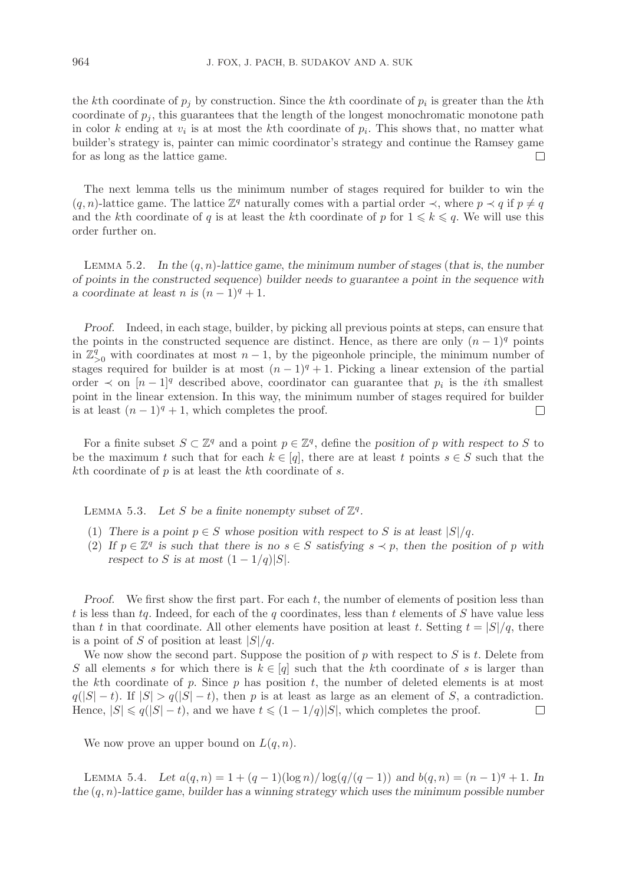the $k$th coordinate of $p_j$ by construction. Since the $k$th coordinate of $p_i$ is greater than the $k$th coordinate of $p_j$, this guarantees that the length of the longest monochromatic monotone path in color $k$ ending at $v_i$ is at most the $k$th coordinate of $p_i$. This shows that, no matter what builder's strategy is, painter can mimic coordinator's strategy and continue the Ramsey game for as long as the lattice game. $\square$

The next lemma tells us the minimum number of stages required for builder to win the $(q, n)$-lattice game. The lattice $\mathbb{Z}^q$ naturally comes with a partial order $\prec$, where $p \prec q$ if $p \neq q$ and the $k$th coordinate of $q$ is at least the $k$th coordinate of $p$ for $1 \leqslant k \leqslant q$. We will use this order further on.

Lemma 5.2. *In the $(q, n)$-lattice game, the minimum number of stages (that is, the number of points in the constructed sequence) builder needs to guarantee a point in the sequence with a coordinate at least $n$ is $(n-1)^q + 1$.*

*Proof.* Indeed, in each stage, builder, by picking all previous points at steps, can ensure that the points in the constructed sequence are distinct. Hence, as there are only $(n-1)^q$ points in $\mathbb{Z}^q_{>0}$ with coordinates at most $n-1$, by the pigeonhole principle, the minimum number of stages required for builder is at most $(n-1)^q + 1$. Picking a linear extension of the partial order $\prec$ on $[n-1]^q$ described above, coordinator can guarantee that $p_i$ is the $i$th smallest point in the linear extension. In this way, the minimum number of stages required for builder is at least $(n-1)^q + 1$, which completes the proof. $\square$

For a finite subset $S \subset \mathbb{Z}^q$ and a point $p \in \mathbb{Z}^q$, define the *position of $p$ with respect to $S$* to be the maximum $t$ such that for each $k \in [q]$, there are at least $t$ points $s \in S$ such that the $k$th coordinate of $p$ is at least the $k$th coordinate of $s$.

Lemma 5.3. *Let $S$ be a finite nonempty subset of $\mathbb{Z}^q$.*

1. *There is a point $p \in S$ whose position with respect to $S$ is at least $|S|/q$.*
2. *If $p \in \mathbb{Z}^q$ is such that there is no $s \in S$ satisfying $s \prec p$, then the position of $p$ with respect to $S$ is at most $(1 - 1/q)|S|$.*

*Proof.* We first show the first part. For each $t$, the number of elements of position less than $t$ is less than $tq$. Indeed, for each of the $q$ coordinates, less than $t$ elements of $S$ have value less than $t$ in that coordinate. All other elements have position at least $t$. Setting $t = |S|/q$, there is a point of $S$ of position at least $|S|/q$.

We now show the second part. Suppose the position of $p$ with respect to $S$ is $t$. Delete from $S$ all elements $s$ for which there is $k \in [q]$ such that the $k$th coordinate of $s$ is larger than the $k$th coordinate of $p$. Since $p$ has position $t$, the number of deleted elements is at most $q(|S| - t)$. If $|S| > q(|S| - t)$, then $p$ is at least as large as an element of $S$, a contradiction. Hence, $|S| \leqslant q(|S| - t)$, and we have $t \leqslant (1 - 1/q)|S|$, which completes the proof. $\square$

We now prove an upper bound on $L(q, n)$.

Lemma 5.4. *Let $a(q, n) = 1 + (q-1)(\log n)/\log(q/(q-1))$ and $b(q, n) = (n-1)^q + 1$. In the $(q, n)$-lattice game, builder has a winning strategy which uses the minimum possible number*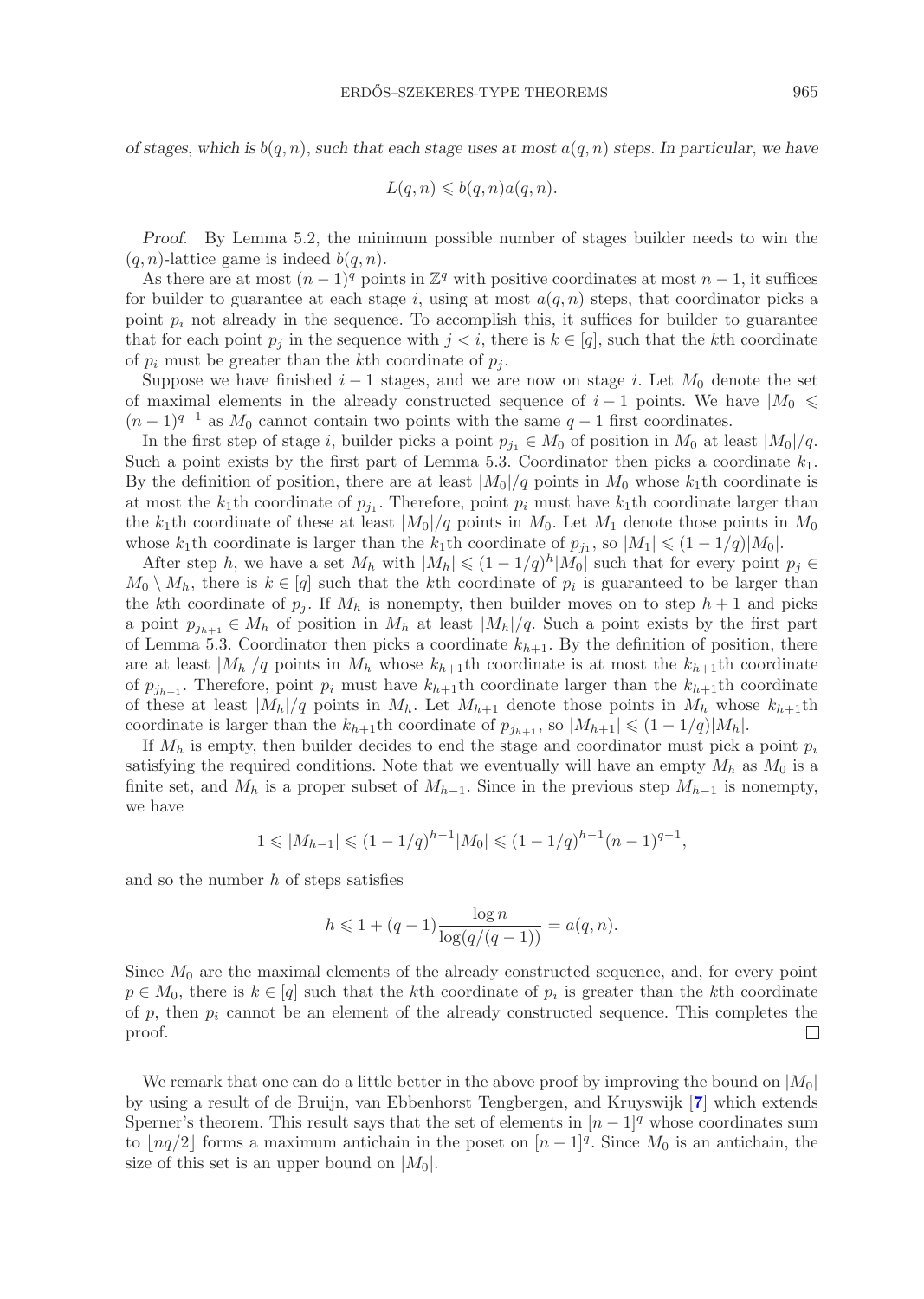*of stages, which is $b(q,n)$, such that each stage uses at most $a(q,n)$ steps. In particular, we have*

$$L(q,n) \leqslant b(q,n)a(q,n).$$

*Proof.* By Lemma 5.2, the minimum possible number of stages builder needs to win the $(q,n)$-lattice game is indeed $b(q,n)$.

As there are at most $(n-1)^q$ points in $\mathbb{Z}^q$ with positive coordinates at most $n-1$, it suffices for builder to guarantee at each stage $i$, using at most $a(q,n)$ steps, that coordinator picks a point $p_i$ not already in the sequence. To accomplish this, it suffices for builder to guarantee that for each point $p_j$ in the sequence with $j < i$, there is $k \in [q]$, such that the $k$th coordinate of $p_i$ must be greater than the $k$th coordinate of $p_j$.

Suppose we have finished $i-1$ stages, and we are now on stage $i$. Let $M_0$ denote the set of maximal elements in the already constructed sequence of $i-1$ points. We have $|M_0| \leqslant (n-1)^{q-1}$ as $M_0$ cannot contain two points with the same $q-1$ first coordinates.

In the first step of stage $i$, builder picks a point $p_{j_1} \in M_0$ of position in $M_0$ at least $|M_0|/q$. Such a point exists by the first part of Lemma 5.3. Coordinator then picks a coordinate $k_1$. By the definition of position, there are at least $|M_0|/q$ points in $M_0$ whose $k_1$th coordinate is at most the $k_1$th coordinate of $p_{j_1}$. Therefore, point $p_i$ must have $k_1$th coordinate larger than the $k_1$th coordinate of these at least $|M_0|/q$ points in $M_0$. Let $M_1$ denote those points in $M_0$ whose $k_1$th coordinate is larger than the $k_1$th coordinate of $p_{j_1}$, so $|M_1| \leqslant (1-1/q)|M_0|$.

After step $h$, we have a set $M_h$ with $|M_h| \leqslant (1-1/q)^h |M_0|$ such that for every point $p_j \in M_0 \setminus M_h$, there is $k \in [q]$ such that the $k$th coordinate of $p_i$ is guaranteed to be larger than the $k$th coordinate of $p_j$. If $M_h$ is nonempty, then builder moves on to step $h+1$ and picks a point $p_{j_{h+1}} \in M_h$ of position in $M_h$ at least $|M_h|/q$. Such a point exists by the first part of Lemma 5.3. Coordinator then picks a coordinate $k_{h+1}$. By the definition of position, there are at least $|M_h|/q$ points in $M_h$ whose $k_{h+1}$th coordinate is at most the $k_{h+1}$th coordinate of $p_{j_{h+1}}$. Therefore, point $p_i$ must have $k_{h+1}$th coordinate larger than the $k_{h+1}$th coordinate of these at least $|M_h|/q$ points in $M_h$. Let $M_{h+1}$ denote those points in $M_h$ whose $k_{h+1}$th coordinate is larger than the $k_{h+1}$th coordinate of $p_{j_{h+1}}$, so $|M_{h+1}| \leqslant (1-1/q)|M_h|$.

If $M_h$ is empty, then builder decides to end the stage and coordinator must pick a point $p_i$ satisfying the required conditions. Note that we eventually will have an empty $M_h$ as $M_0$ is a finite set, and $M_h$ is a proper subset of $M_{h-1}$. Since in the previous step $M_{h-1}$ is nonempty, we have

$$1 \leqslant |M_{h-1}| \leqslant (1-1/q)^{h-1}|M_0| \leqslant (1-1/q)^{h-1}(n-1)^{q-1},$$

and so the number $h$ of steps satisfies

$$h \leqslant 1 + (q-1)\frac{\log n}{\log(q/(q-1))} = a(q,n).$$

Since $M_0$ are the maximal elements of the already constructed sequence, and, for every point $p \in M_0$, there is $k \in [q]$ such that the $k$th coordinate of $p_i$ is greater than the $k$th coordinate of $p$, then $p_i$ cannot be an element of the already constructed sequence. This completes the proof. □

We remark that one can do a little better in the above proof by improving the bound on $|M_0|$ by using a result of de Bruijn, van Ebbenhorst Tengbergen, and Kruyswijk [7] which extends Sperner's theorem. This result says that the set of elements in $[n-1]^q$ whose coordinates sum to $\lfloor nq/2 \rfloor$ forms a maximum antichain in the poset on $[n-1]^q$. Since $M_0$ is an antichain, the size of this set is an upper bound on $|M_0|$.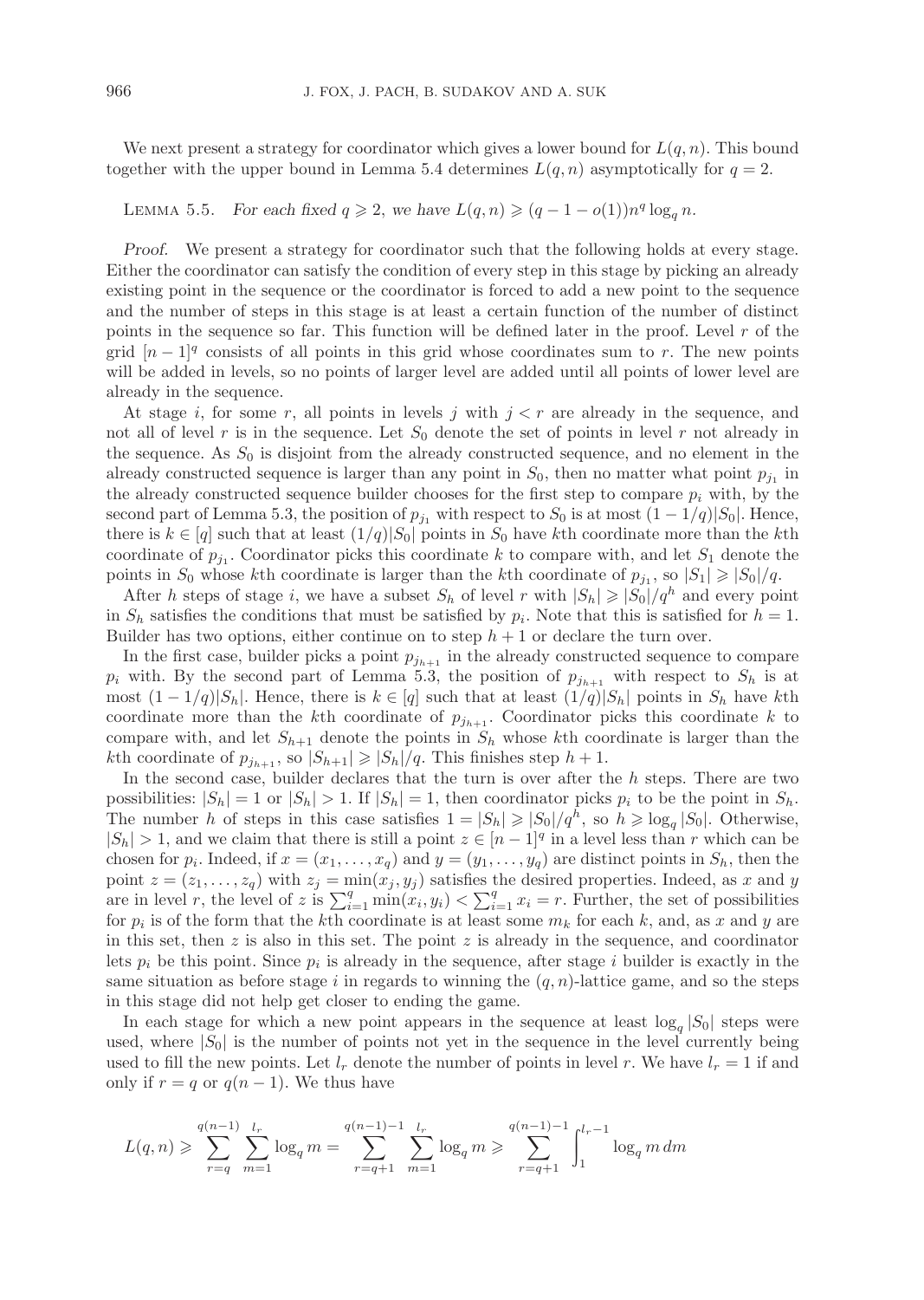We next present a strategy for coordinator which gives a lower bound for $L(q, n)$. This bound together with the upper bound in Lemma 5.4 determines $L(q, n)$ asymptotically for $q = 2$.

LEMMA 5.5. *For each fixed $q \geqslant 2$, we have $L(q, n) \geqslant (q - 1 - o(1))n^q \log_q n$.*

*Proof.* We present a strategy for coordinator such that the following holds at every stage. Either the coordinator can satisfy the condition of every step in this stage by picking an already existing point in the sequence or the coordinator is forced to add a new point to the sequence and the number of steps in this stage is at least a certain function of the number of distinct points in the sequence so far. This function will be defined later in the proof. Level $r$ of the grid $[n-1]^q$ consists of all points in this grid whose coordinates sum to $r$. The new points will be added in levels, so no points of larger level are added until all points of lower level are already in the sequence.

At stage $i$, for some $r$, all points in levels $j$ with $j < r$ are already in the sequence, and not all of level $r$ is in the sequence. Let $S_0$ denote the set of points in level $r$ not already in the sequence. As $S_0$ is disjoint from the already constructed sequence, and no element in the already constructed sequence is larger than any point in $S_0$, then no matter what point $p_{j_1}$ in the already constructed sequence builder chooses for the first step to compare $p_i$ with, by the second part of Lemma 5.3, the position of $p_{j_1}$ with respect to $S_0$ is at most $(1 - 1/q)|S_0|$. Hence, there is $k \in [q]$ such that at least $(1/q)|S_0|$ points in $S_0$ have $k$th coordinate more than the $k$th coordinate of $p_{j_1}$. Coordinator picks this coordinate $k$ to compare with, and let $S_1$ denote the points in $S_0$ whose $k$th coordinate is larger than the $k$th coordinate of $p_{j_1}$, so $|S_1| \geqslant |S_0|/q$.

After $h$ steps of stage $i$, we have a subset $S_h$ of level $r$ with $|S_h| \geqslant |S_0|/q^h$ and every point in $S_h$ satisfies the conditions that must be satisfied by $p_i$. Note that this is satisfied for $h = 1$. Builder has two options, either continue on to step $h + 1$ or declare the turn over.

In the first case, builder picks a point $p_{j_{h+1}}$ in the already constructed sequence to compare $p_i$ with. By the second part of Lemma 5.3, the position of $p_{j_{h+1}}$ with respect to $S_h$ is at most $(1 - 1/q)|S_h|$. Hence, there is $k \in [q]$ such that at least $(1/q)|S_h|$ points in $S_h$ have $k$th coordinate more than the $k$th coordinate of $p_{j_{h+1}}$. Coordinator picks this coordinate $k$ to compare with, and let $S_{h+1}$ denote the points in $S_h$ whose $k$th coordinate is larger than the $k$th coordinate of $p_{j_{h+1}}$, so $|S_{h+1}| \geqslant |S_h|/q$. This finishes step $h + 1$.

In the second case, builder declares that the turn is over after the $h$ steps. There are two possibilities: $|S_h| = 1$ or $|S_h| > 1$. If $|S_h| = 1$, then coordinator picks $p_i$ to be the point in $S_h$. The number $h$ of steps in this case satisfies $1 = |S_h| \geqslant |S_0|/q^h$, so $h \geqslant \log_q |S_0|$. Otherwise, $|S_h| > 1$, and we claim that there is still a point $z \in [n-1]^q$ in a level less than $r$ which can be chosen for $p_i$. Indeed, if $x = (x_1, \ldots, x_q)$ and $y = (y_1, \ldots, y_q)$ are distinct points in $S_h$, then the point $z = (z_1, \ldots, z_q)$ with $z_j = \min(x_j, y_j)$ satisfies the desired properties. Indeed, as $x$ and $y$ are in level $r$, the level of $z$ is $\sum_{i=1}^q \min(x_i, y_i) < \sum_{i=1}^q x_i = r$. Further, the set of possibilities for $p_i$ is of the form that the $k$th coordinate is at least some $m_k$ for each $k$, and, as $x$ and $y$ are in this set, then $z$ is also in this set. The point $z$ is already in the sequence, and coordinator lets $p_i$ be this point. Since $p_i$ is already in the sequence, after stage $i$ builder is exactly in the same situation as before stage $i$ in regards to winning the $(q, n)$-lattice game, and so the steps in this stage did not help get closer to ending the game.

In each stage for which a new point appears in the sequence at least $\log_q |S_0|$ steps were used, where $|S_0|$ is the number of points not yet in the sequence in the level currently being used to fill the new points. Let $l_r$ denote the number of points in level $r$. We have $l_r = 1$ if and only if $r = q$ or $q(n-1)$. We thus have

$$L(q, n) \geqslant \sum_{r=q}^{q(n-1)} \sum_{m=1}^{l_r} \log_q m = \sum_{r=q+1}^{q(n-1)-1} \sum_{m=1}^{l_r} \log_q m \geqslant \sum_{r=q+1}^{q(n-1)-1} \int_1^{l_r - 1} \log_q m \, dm$$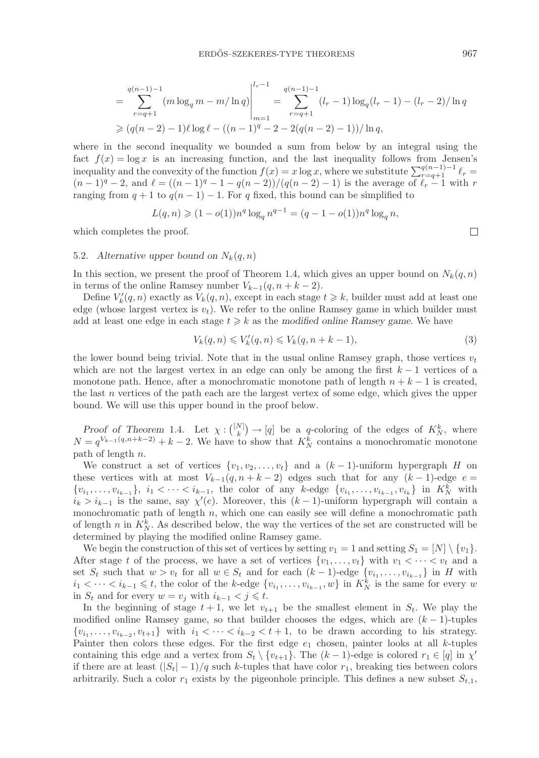$$= \sum_{r=q+1}^{q(n-1)-1} (m \log_q m - m/\ln q) \Bigg|_{m=1}^{l_r - 1} = \sum_{r=q+1}^{q(n-1)-1} (l_r - 1)\log_q(l_r - 1) - (l_r - 2)/\ln q$$

$$\geqslant (q(n-2)-1)\ell \log \ell - ((n-1)^q - 2 - 2(q(n-2)-1))/\ln q,$$

where in the second inequality we bounded a sum from below by an integral using the fact $f(x) = \log x$ is an increasing function, and the last inequality follows from Jensen's inequality and the convexity of the function $f(x) = x \log x$, where we substitute $\sum_{r=q+1}^{q(n-1)-1} \ell_r = (n-1)^q - 2$, and $\ell = ((n-1)^q - 1 - q(n-2))/(q(n-2)-1)$ is the average of $\ell_r - 1$ with $r$ ranging from $q+1$ to $q(n-1)-1$. For $q$ fixed, this bound can be simplified to

$$L(q,n) \geqslant (1-o(1)) n^q \log_q n^{q-1} = (q-1-o(1)) n^q \log_q n,$$

which completes the proof. $\square$

### 5.2. *Alternative upper bound on $N_k(q,n)$*

In this section, we present the proof of Theorem 1.4, which gives an upper bound on $N_k(q,n)$ in terms of the online Ramsey number $V_{k-1}(q, n+k-2)$.

Define $V'_k(q,n)$ exactly as $V_k(q,n)$, except in each stage $t \geqslant k$, builder must add at least one edge (whose largest vertex is $v_t$). We refer to the online Ramsey game in which builder must add at least one edge in each stage $t \geqslant k$ as the *modified online Ramsey game*. We have

$$V_k(q,n) \leqslant V'_k(q,n) \leqslant V_k(q, n+k-1), \tag{3}$$

the lower bound being trivial. Note that in the usual online Ramsey graph, those vertices $v_t$ which are not the largest vertex in an edge can only be among the first $k-1$ vertices of a monotone path. Hence, after a monochromatic monotone path of length $n+k-1$ is created, the last $n$ vertices of the path each are the largest vertex of some edge, which gives the upper bound. We will use this upper bound in the proof below.

*Proof of Theorem* 1.4. Let $\chi : \binom{[N]}{k} \to [q]$ be a $q$-coloring of the edges of $K_N^k$, where $N = q^{V_{k-1}(q,n+k-2)} + k - 2$. We have to show that $K_N^k$ contains a monochromatic monotone path of length $n$.

We construct a set of vertices $\{v_1, v_2, \dots, v_t\}$ and a $(k-1)$-uniform hypergraph $H$ on these vertices with at most $V_{k-1}(q, n+k-2)$ edges such that for any $(k-1)$-edge $e = \{v_{i_1}, \dots, v_{i_{k-1}}\}$, $i_1 < \cdots < i_{k-1}$, the color of any $k$-edge $\{v_{i_1}, \dots, v_{i_{k-1}}, v_{i_k}\}$ in $K_N^k$ with $i_k > i_{k-1}$ is the same, say $\chi'(e)$. Moreover, this $(k-1)$-uniform hypergraph will contain a monochromatic path of length $n$, which one can easily see will define a monochromatic path of length $n$ in $K_N^k$. As described below, the way the vertices of the set are constructed will be determined by playing the modified online Ramsey game.

We begin the construction of this set of vertices by setting $v_1 = 1$ and setting $S_1 = [N] \setminus \{v_1\}$. After stage $t$ of the process, we have a set of vertices $\{v_1, \dots, v_t\}$ with $v_1 < \cdots < v_t$ and a set $S_t$ such that $w > v_t$ for all $w \in S_t$ and for each $(k-1)$-edge $\{v_{i_1}, \dots, v_{i_{k-1}}\}$ in $H$ with $i_1 < \cdots < i_{k-1} \leqslant t$, the color of the $k$-edge $\{v_{i_1}, \dots, v_{i_{k-1}}, w\}$ in $K_N^k$ is the same for every $w$ in $S_t$ and for every $w = v_j$ with $i_{k-1} < j \leqslant t$.

In the beginning of stage $t+1$, we let $v_{t+1}$ be the smallest element in $S_t$. We play the modified online Ramsey game, so that builder chooses the edges, which are $(k-1)$-tuples $\{v_{i_1}, \dots, v_{i_{k-2}}, v_{t+1}\}$ with $i_1 < \cdots < i_{k-2} < t+1$, to be drawn according to his strategy. Painter then colors these edges. For the first edge $e_1$ chosen, painter looks at all $k$-tuples containing this edge and a vertex from $S_t \setminus \{v_{t+1}\}$. The $(k-1)$-edge is colored $r_1 \in [q]$ in $\chi'$ if there are at least $(|S_t| - 1)/q$ such $k$-tuples that have color $r_1$, breaking ties between colors arbitrarily. Such a color $r_1$ exists by the pigeonhole principle. This defines a new subset $S_{t,1}$,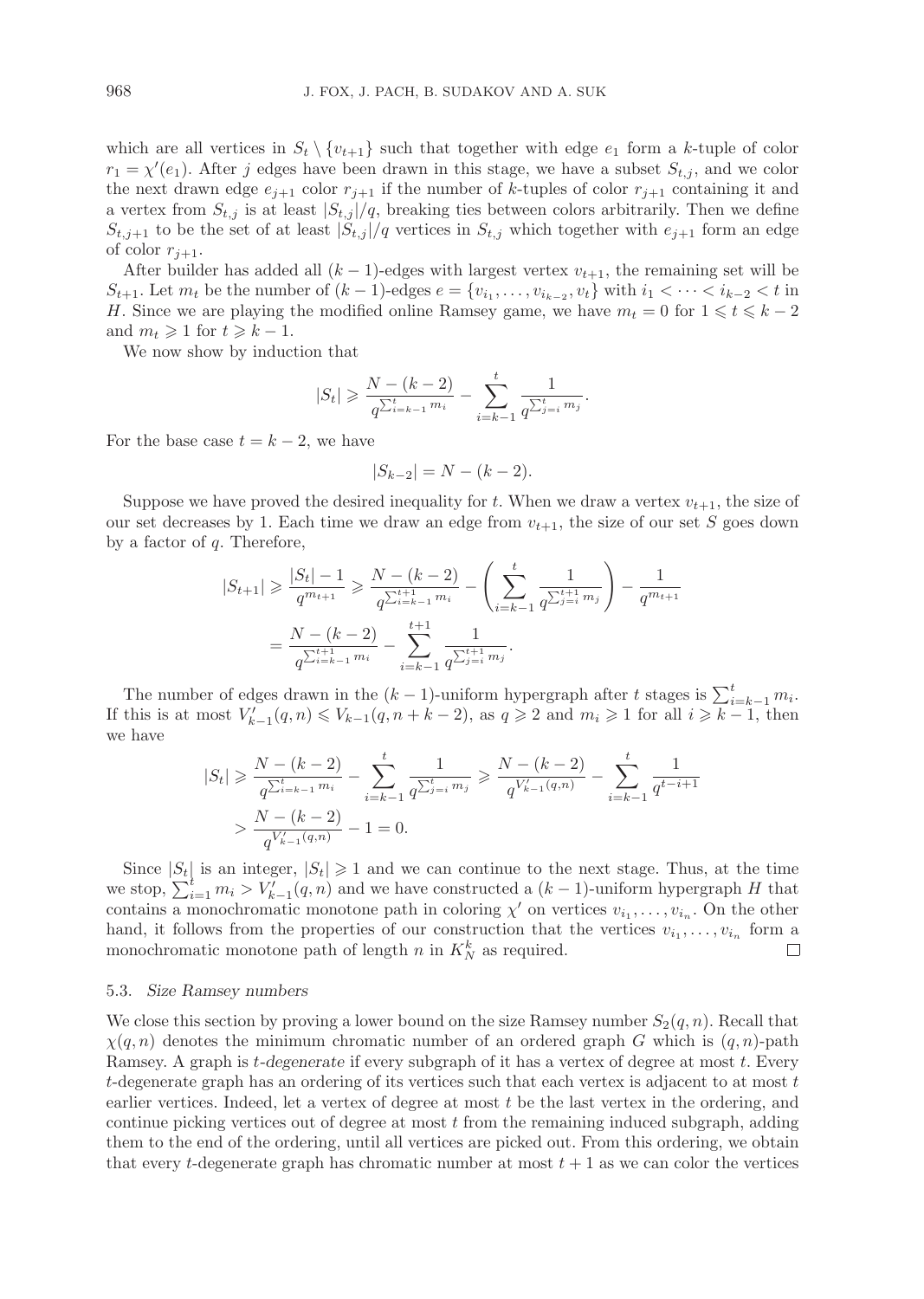which are all vertices in $S_t \setminus \{v_{t+1}\}$ such that together with edge $e_1$ form a $k$-tuple of color $r_1 = \chi'(e_1)$. After $j$ edges have been drawn in this stage, we have a subset $S_{t,j}$, and we color the next drawn edge $e_{j+1}$ color $r_{j+1}$ if the number of $k$-tuples of color $r_{j+1}$ containing it and a vertex from $S_{t,j}$ is at least $|S_{t,j}|/q$, breaking ties between colors arbitrarily. Then we define $S_{t,j+1}$ to be the set of at least $|S_{t,j}|/q$ vertices in $S_{t,j}$ which together with $e_{j+1}$ form an edge of color $r_{j+1}$.

After builder has added all $(k-1)$-edges with largest vertex $v_{t+1}$, the remaining set will be $S_{t+1}$. Let $m_t$ be the number of $(k-1)$-edges $e = \{v_{i_1}, \ldots, v_{i_{k-2}}, v_t\}$ with $i_1 < \cdots < i_{k-2} < t$ in $H$. Since we are playing the modified online Ramsey game, we have $m_t = 0$ for $1 \leqslant t \leqslant k-2$ and $m_t \geqslant 1$ for $t \geqslant k-1$.

We now show by induction that

$$|S_t| \geqslant \frac{N-(k-2)}{q^{\sum_{i=k-1}^{t} m_i}} - \sum_{i=k-1}^{t} \frac{1}{q^{\sum_{j=i}^{t} m_j}}.$$

For the base case $t = k-2$, we have

$$|S_{k-2}| = N - (k-2).$$

Suppose we have proved the desired inequality for $t$. When we draw a vertex $v_{t+1}$, the size of our set decreases by 1. Each time we draw an edge from $v_{t+1}$, the size of our set $S$ goes down by a factor of $q$. Therefore,

$$\begin{aligned}
|S_{t+1}| &\geqslant \frac{|S_t|-1}{q^{m_{t+1}}} \geqslant \frac{N-(k-2)}{q^{\sum_{i=k-1}^{t+1} m_i}} - \left(\sum_{i=k-1}^{t} \frac{1}{q^{\sum_{j=i}^{t+1} m_j}}\right) - \frac{1}{q^{m_{t+1}}} \\
&= \frac{N-(k-2)}{q^{\sum_{i=k-1}^{t+1} m_i}} - \sum_{i=k-1}^{t+1} \frac{1}{q^{\sum_{j=i}^{t+1} m_j}}.
\end{aligned}$$

The number of edges drawn in the $(k-1)$-uniform hypergraph after $t$ stages is $\sum_{i=k-1}^{t} m_i$. If this is at most $V'_{k-1}(q,n) \leqslant V_{k-1}(q, n+k-2)$, as $q \geqslant 2$ and $m_i \geqslant 1$ for all $i \geqslant k-1$, then we have

$$\begin{aligned}
|S_t| &\geqslant \frac{N-(k-2)}{q^{\sum_{i=k-1}^{t} m_i}} - \sum_{i=k-1}^{t} \frac{1}{q^{\sum_{j=i}^{t} m_j}} \geqslant \frac{N-(k-2)}{q^{V'_{k-1}(q,n)}} - \sum_{i=k-1}^{t} \frac{1}{q^{t-i+1}} \\
&> \frac{N-(k-2)}{q^{V'_{k-1}(q,n)}} - 1 = 0.
\end{aligned}$$

Since $|S_t|$ is an integer, $|S_t| \geqslant 1$ and we can continue to the next stage. Thus, at the time we stop, $\sum_{i=1}^{t} m_i > V'_{k-1}(q,n)$ and we have constructed a $(k-1)$-uniform hypergraph $H$ that contains a monochromatic monotone path in coloring $\chi'$ on vertices $v_{i_1}, \ldots, v_{i_n}$. On the other hand, it follows from the properties of our construction that the vertices $v_{i_1}, \ldots, v_{i_n}$ form a monochromatic monotone path of length $n$ in $K_N^k$ as required. □

### 5.3. *Size Ramsey numbers*

We close this section by proving a lower bound on the size Ramsey number $S_2(q,n)$. Recall that $\chi(q,n)$ denotes the minimum chromatic number of an ordered graph $G$ which is $(q,n)$-path Ramsey. A graph is *t-degenerate* if every subgraph of it has a vertex of degree at most $t$. Every $t$-degenerate graph has an ordering of its vertices such that each vertex is adjacent to at most $t$ earlier vertices. Indeed, let a vertex of degree at most $t$ be the last vertex in the ordering, and continue picking vertices out of degree at most $t$ from the remaining induced subgraph, adding them to the end of the ordering, until all vertices are picked out. From this ordering, we obtain that every $t$-degenerate graph has chromatic number at most $t+1$ as we can color the vertices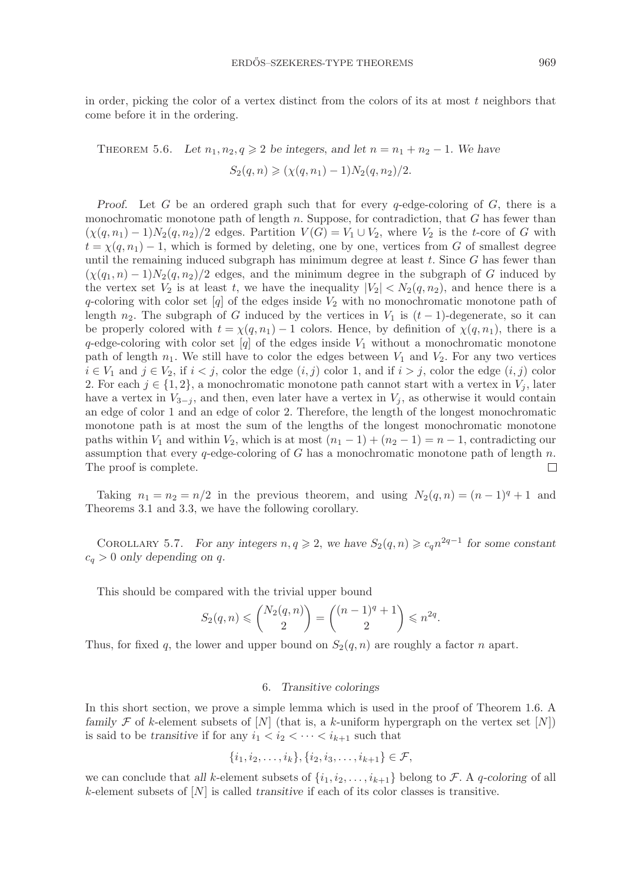in order, picking the color of a vertex distinct from the colors of its at most $t$ neighbors that come before it in the ordering.

Theorem 5.6. *Let $n_1, n_2, q \geqslant 2$ be integers, and let $n = n_1 + n_2 - 1$. We have*

$$S_2(q,n) \geqslant (\chi(q,n_1) - 1)N_2(q,n_2)/2.$$

*Proof.* Let $G$ be an ordered graph such that for every $q$-edge-coloring of $G$, there is a monochromatic monotone path of length $n$. Suppose, for contradiction, that $G$ has fewer than $(\chi(q,n_1)-1)N_2(q,n_2)/2$ edges. Partition $V(G) = V_1 \cup V_2$, where $V_2$ is the $t$-core of $G$ with $t = \chi(q,n_1) - 1$, which is formed by deleting, one by one, vertices from $G$ of smallest degree until the remaining induced subgraph has minimum degree at least $t$. Since $G$ has fewer than $(\chi(q_1,n)-1)N_2(q,n_2)/2$ edges, and the minimum degree in the subgraph of $G$ induced by the vertex set $V_2$ is at least $t$, we have the inequality $|V_2| < N_2(q,n_2)$, and hence there is a $q$-coloring with color set $[q]$ of the edges inside $V_2$ with no monochromatic monotone path of length $n_2$. The subgraph of $G$ induced by the vertices in $V_1$ is $(t-1)$-degenerate, so it can be properly colored with $t = \chi(q,n_1) - 1$ colors. Hence, by definition of $\chi(q,n_1)$, there is a $q$-edge-coloring with color set $[q]$ of the edges inside $V_1$ without a monochromatic monotone path of length $n_1$. We still have to color the edges between $V_1$ and $V_2$. For any two vertices $i \in V_1$ and $j \in V_2$, if $i < j$, color the edge $(i,j)$ color 1, and if $i > j$, color the edge $(i,j)$ color 2. For each $j \in \{1,2\}$, a monochromatic monotone path cannot start with a vertex in $V_j$, later have a vertex in $V_{3-j}$, and then, even later have a vertex in $V_j$, as otherwise it would contain an edge of color 1 and an edge of color 2. Therefore, the length of the longest monochromatic monotone path is at most the sum of the lengths of the longest monochromatic monotone paths within $V_1$ and within $V_2$, which is at most $(n_1 - 1) + (n_2 - 1) = n - 1$, contradicting our assumption that every $q$-edge-coloring of $G$ has a monochromatic monotone path of length $n$. The proof is complete. $\square$

Taking $n_1 = n_2 = n/2$ in the previous theorem, and using $N_2(q,n) = (n-1)^q + 1$ and Theorems 3.1 and 3.3, we have the following corollary.

Corollary 5.7. *For any integers $n, q \geqslant 2$, we have $S_2(q,n) \geqslant c_q n^{2q-1}$ for some constant $c_q > 0$ only depending on $q$.*

This should be compared with the trivial upper bound

$$S_2(q,n) \leqslant \binom{N_2(q,n)}{2} = \binom{(n-1)^q + 1}{2} \leqslant n^{2q}.$$

Thus, for fixed $q$, the lower and upper bound on $S_2(q,n)$ are roughly a factor $n$ apart.

## 6. *Transitive colorings*

In this short section, we prove a simple lemma which is used in the proof of Theorem 1.6. A *family* $\mathcal{F}$ of $k$-element subsets of $[N]$ (that is, a $k$-uniform hypergraph on the vertex set $[N]$) is said to be *transitive* if for any $i_1 < i_2 < \cdots < i_{k+1}$ such that

$$\{i_1, i_2, \ldots, i_k\}, \{i_2, i_3, \ldots, i_{k+1}\} \in \mathcal{F},$$

we can conclude that *all* $k$-element subsets of $\{i_1, i_2, \ldots, i_{k+1}\}$ belong to $\mathcal{F}$. A *$q$-coloring* of all $k$-element subsets of $[N]$ is called *transitive* if each of its color classes is transitive.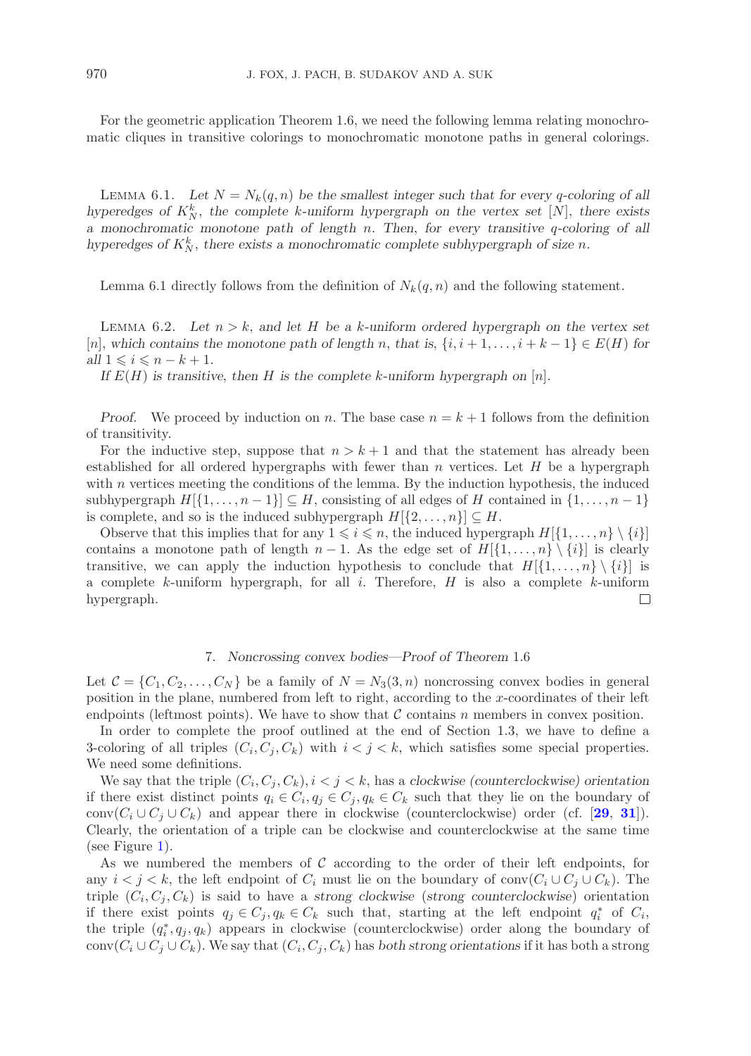For the geometric application Theorem 1.6, we need the following lemma relating monochromatic cliques in transitive colorings to monochromatic monotone paths in general colorings.

Lemma 6.1. *Let $N = N_k(q,n)$ be the smallest integer such that for every $q$-coloring of all hyperedges of $K_N^k$, the complete $k$-uniform hypergraph on the vertex set $[N]$, there exists a monochromatic monotone path of length $n$. Then, for every transitive $q$-coloring of all hyperedges of $K_N^k$, there exists a monochromatic complete subhypergraph of size $n$.*

Lemma 6.1 directly follows from the definition of $N_k(q,n)$ and the following statement.

Lemma 6.2. *Let $n > k$, and let $H$ be a $k$-uniform ordered hypergraph on the vertex set $[n]$, which contains the monotone path of length $n$, that is, $\{i, i+1, \ldots, i+k-1\} \in E(H)$ for all $1 \leqslant i \leqslant n-k+1$.*

*If $E(H)$ is transitive, then $H$ is the complete $k$-uniform hypergraph on $[n]$.*

*Proof.* We proceed by induction on $n$. The base case $n = k+1$ follows from the definition of transitivity.

For the inductive step, suppose that $n > k+1$ and that the statement has already been established for all ordered hypergraphs with fewer than $n$ vertices. Let $H$ be a hypergraph with $n$ vertices meeting the conditions of the lemma. By the induction hypothesis, the induced subhypergraph $H[\{1, \ldots, n-1\}] \subseteq H$, consisting of all edges of $H$ contained in $\{1, \ldots, n-1\}$ is complete, and so is the induced subhypergraph $H[\{2, \ldots, n\}] \subseteq H$.

Observe that this implies that for any $1 \leqslant i \leqslant n$, the induced hypergraph $H[\{1, \ldots, n\} \setminus \{i\}]$ contains a monotone path of length $n-1$. As the edge set of $H[\{1, \ldots, n\} \setminus \{i\}]$ is clearly transitive, we can apply the induction hypothesis to conclude that $H[\{1, \ldots, n\} \setminus \{i\}]$ is a complete $k$-uniform hypergraph, for all $i$. Therefore, $H$ is also a complete $k$-uniform hypergraph. □

## 7. *Noncrossing convex bodies—Proof of Theorem* 1.6

Let $\mathcal{C} = \{C_1, C_2, \ldots, C_N\}$ be a family of $N = N_3(3,n)$ noncrossing convex bodies in general position in the plane, numbered from left to right, according to the $x$-coordinates of their left endpoints (leftmost points). We have to show that $\mathcal{C}$ contains $n$ members in convex position.

In order to complete the proof outlined at the end of Section 1.3, we have to define a 3-coloring of all triples $(C_i, C_j, C_k)$ with $i < j < k$, which satisfies some special properties. We need some definitions.

We say that the triple $(C_i, C_j, C_k), i < j < k$, has a *clockwise (counterclockwise) orientation* if there exist distinct points $q_i \in C_i, q_j \in C_j, q_k \in C_k$ such that they lie on the boundary of $\text{conv}(C_i \cup C_j \cup C_k)$ and appear there in clockwise (counterclockwise) order (cf. [**29**, **31**]). Clearly, the orientation of a triple can be clockwise and counterclockwise at the same time (see Figure 1).

As we numbered the members of $\mathcal{C}$ according to the order of their left endpoints, for any $i < j < k$, the left endpoint of $C_i$ must lie on the boundary of $\text{conv}(C_i \cup C_j \cup C_k)$. The triple $(C_i, C_j, C_k)$ is said to have a *strong clockwise* (*strong counterclockwise*) orientation if there exist points $q_j \in C_j, q_k \in C_k$ such that, starting at the left endpoint $q_i^*$ of $C_i$, the triple $(q_i^*, q_j, q_k)$ appears in clockwise (counterclockwise) order along the boundary of $\text{conv}(C_i \cup C_j \cup C_k)$. We say that $(C_i, C_j, C_k)$ has *both strong orientations* if it has both a strong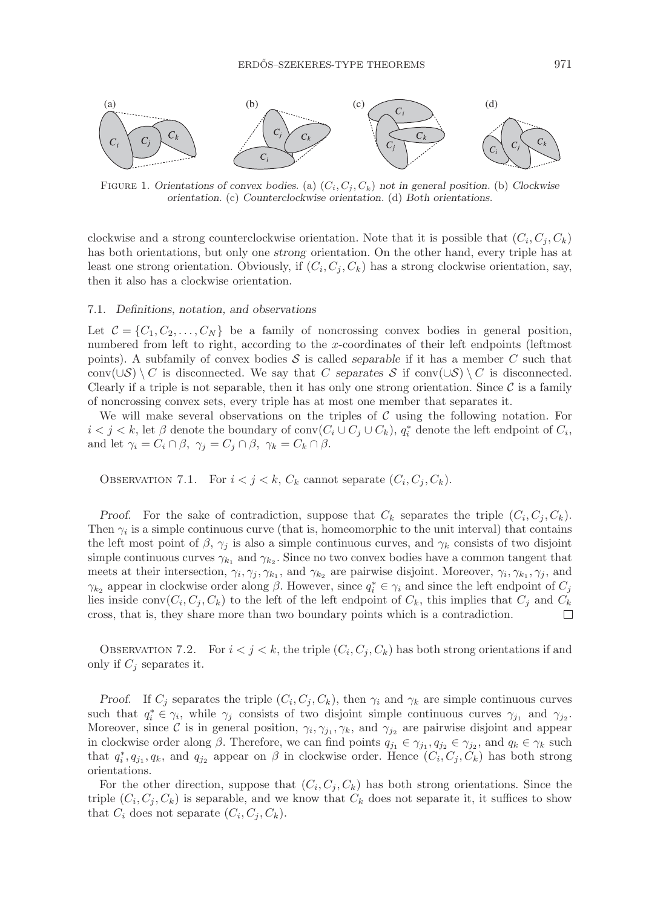FIGURE 1. *Orientations of convex bodies.* (a) $(C_i, C_j, C_k)$ *not in general position.* (b) *Clockwise orientation.* (c) *Counterclockwise orientation.* (d) *Both orientations.*

clockwise and a strong counterclockwise orientation. Note that it is possible that $(C_i, C_j, C_k)$ has both orientations, but only one *strong* orientation. On the other hand, every triple has at least one strong orientation. Obviously, if $(C_i, C_j, C_k)$ has a strong clockwise orientation, say, then it also has a clockwise orientation.

### 7.1. *Definitions, notation, and observations*

Let $\mathcal{C} = \{C_1, C_2, \ldots, C_N\}$ be a family of noncrossing convex bodies in general position, numbered from left to right, according to the $x$-coordinates of their left endpoints (leftmost points). A subfamily of convex bodies $\mathcal{S}$ is called *separable* if it has a member $C$ such that $\mathrm{conv}(\cup\mathcal{S}) \setminus C$ is disconnected. We say that $C$ *separates* $\mathcal{S}$ if $\mathrm{conv}(\cup\mathcal{S}) \setminus C$ is disconnected. Clearly if a triple is not separable, then it has only one strong orientation. Since $\mathcal{C}$ is a family of noncrossing convex sets, every triple has at most one member that separates it.

We will make several observations on the triples of $\mathcal{C}$ using the following notation. For $i < j < k$, let $\beta$ denote the boundary of $\mathrm{conv}(C_i \cup C_j \cup C_k)$, $q_i^*$ denote the left endpoint of $C_i$, and let $\gamma_i = C_i \cap \beta,\ \gamma_j = C_j \cap \beta,\ \gamma_k = C_k \cap \beta$.

OBSERVATION 7.1. For $i < j < k$, $C_k$ cannot separate $(C_i, C_j, C_k)$.

*Proof.* For the sake of contradiction, suppose that $C_k$ separates the triple $(C_i, C_j, C_k)$. Then $\gamma_i$ is a simple continuous curve (that is, homeomorphic to the unit interval) that contains the left most point of $\beta$, $\gamma_j$ is also a simple continuous curves, and $\gamma_k$ consists of two disjoint simple continuous curves $\gamma_{k_1}$ and $\gamma_{k_2}$. Since no two convex bodies have a common tangent that meets at their intersection, $\gamma_i, \gamma_j, \gamma_{k_1}$, and $\gamma_{k_2}$ are pairwise disjoint. Moreover, $\gamma_i, \gamma_{k_1}, \gamma_j$, and $\gamma_{k_2}$ appear in clockwise order along $\beta$. However, since $q_i^* \in \gamma_i$ and since the left endpoint of $C_j$ lies inside $\mathrm{conv}(C_i, C_j, C_k)$ to the left of the left endpoint of $C_k$, this implies that $C_j$ and $C_k$ cross, that is, they share more than two boundary points which is a contradiction. $\square$

OBSERVATION 7.2. For $i < j < k$, the triple $(C_i, C_j, C_k)$ has both strong orientations if and only if $C_j$ separates it.

*Proof.* If $C_j$ separates the triple $(C_i, C_j, C_k)$, then $\gamma_i$ and $\gamma_k$ are simple continuous curves such that $q_i^* \in \gamma_i$, while $\gamma_j$ consists of two disjoint simple continuous curves $\gamma_{j_1}$ and $\gamma_{j_2}$. Moreover, since $\mathcal{C}$ is in general position, $\gamma_i, \gamma_{j_1}, \gamma_k$, and $\gamma_{j_2}$ are pairwise disjoint and appear in clockwise order along $\beta$. Therefore, we can find points $q_{j_1} \in \gamma_{j_1}, q_{j_2} \in \gamma_{j_2}$, and $q_k \in \gamma_k$ such that $q_i^*, q_{j_1}, q_k$, and $q_{j_2}$ appear on $\beta$ in clockwise order. Hence $(C_i, C_j, C_k)$ has both strong orientations.

For the other direction, suppose that $(C_i, C_j, C_k)$ has both strong orientations. Since the triple $(C_i, C_j, C_k)$ is separable, and we know that $C_k$ does not separate it, it suffices to show that $C_i$ does not separate $(C_i, C_j, C_k)$.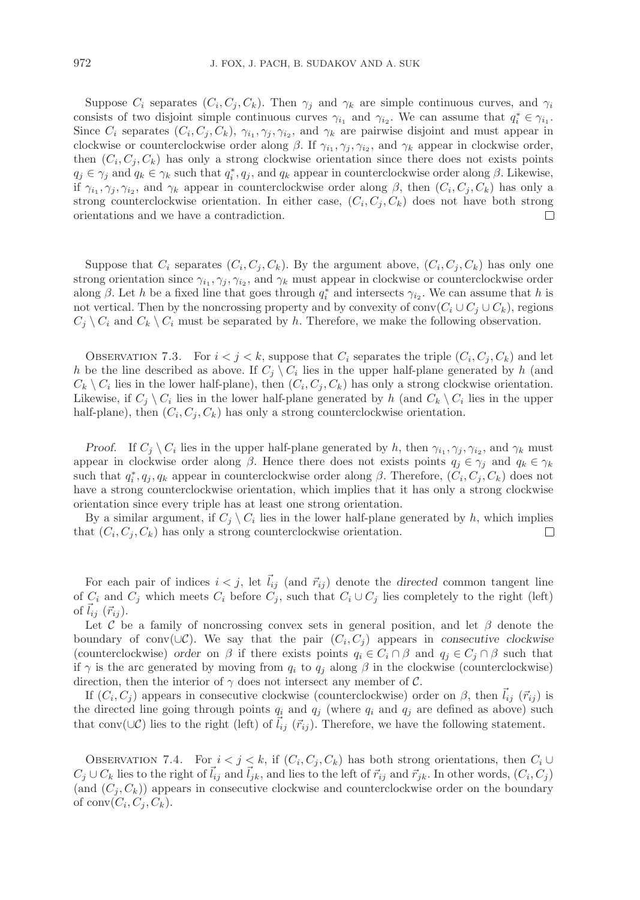Suppose $C_i$ separates $(C_i, C_j, C_k)$. Then $\gamma_j$ and $\gamma_k$ are simple continuous curves, and $\gamma_i$ consists of two disjoint simple continuous curves $\gamma_{i_1}$ and $\gamma_{i_2}$. We can assume that $q_i^* \in \gamma_{i_1}$. Since $C_i$ separates $(C_i, C_j, C_k)$, $\gamma_{i_1}, \gamma_j, \gamma_{i_2}$, and $\gamma_k$ are pairwise disjoint and must appear in clockwise or counterclockwise order along $\beta$. If $\gamma_{i_1}, \gamma_j, \gamma_{i_2}$, and $\gamma_k$ appear in clockwise order, then $(C_i, C_j, C_k)$ has only a strong clockwise orientation since there does not exists points $q_j \in \gamma_j$ and $q_k \in \gamma_k$ such that $q_i^*, q_j$, and $q_k$ appear in counterclockwise order along $\beta$. Likewise, if $\gamma_{i_1}, \gamma_j, \gamma_{i_2}$, and $\gamma_k$ appear in counterclockwise order along $\beta$, then $(C_i, C_j, C_k)$ has only a strong counterclockwise orientation. In either case, $(C_i, C_j, C_k)$ does not have both strong orientations and we have a contradiction. □

Suppose that $C_i$ separates $(C_i, C_j, C_k)$. By the argument above, $(C_i, C_j, C_k)$ has only one strong orientation since $\gamma_{i_1}, \gamma_j, \gamma_{i_2}$, and $\gamma_k$ must appear in clockwise or counterclockwise order along $\beta$. Let $h$ be a fixed line that goes through $q_i^*$ and intersects $\gamma_{i_2}$. We can assume that $h$ is not vertical. Then by the noncrossing property and by convexity of $\text{conv}(C_i \cup C_j \cup C_k)$, regions $C_j \setminus C_i$ and $C_k \setminus C_i$ must be separated by $h$. Therefore, we make the following observation.

Observation 7.3. For $i < j < k$, suppose that $C_i$ separates the triple $(C_i, C_j, C_k)$ and let $h$ be the line described as above. If $C_j \setminus C_i$ lies in the upper half-plane generated by $h$ (and $C_k \setminus C_i$ lies in the lower half-plane), then $(C_i, C_j, C_k)$ has only a strong clockwise orientation. Likewise, if $C_j \setminus C_i$ lies in the lower half-plane generated by $h$ (and $C_k \setminus C_i$ lies in the upper half-plane), then $(C_i, C_j, C_k)$ has only a strong counterclockwise orientation.

*Proof.* If $C_j \setminus C_i$ lies in the upper half-plane generated by $h$, then $\gamma_{i_1}, \gamma_j, \gamma_{i_2}$, and $\gamma_k$ must appear in clockwise order along $\beta$. Hence there does not exists points $q_j \in \gamma_j$ and $q_k \in \gamma_k$ such that $q_i^*, q_j, q_k$ appear in counterclockwise order along $\beta$. Therefore, $(C_i, C_j, C_k)$ does not have a strong counterclockwise orientation, which implies that it has only a strong clockwise orientation since every triple has at least one strong orientation.

By a similar argument, if $C_j \setminus C_i$ lies in the lower half-plane generated by $h$, which implies that $(C_i, C_j, C_k)$ has only a strong counterclockwise orientation. □

For each pair of indices $i < j$, let $\vec{l}_{ij}$ (and $\vec{r}_{ij}$) denote the *directed* common tangent line of $C_i$ and $C_j$ which meets $C_i$ before $C_j$, such that $C_i \cup C_j$ lies completely to the right (left) of $\vec{l}_{ij}$ ($\vec{r}_{ij}$).

Let $\mathcal{C}$ be a family of noncrossing convex sets in general position, and let $\beta$ denote the boundary of $\text{conv}(\cup\mathcal{C})$. We say that the pair $(C_i, C_j)$ appears in *consecutive clockwise* (counterclockwise) *order* on $\beta$ if there exists points $q_i \in C_i \cap \beta$ and $q_j \in C_j \cap \beta$ such that if $\gamma$ is the arc generated by moving from $q_i$ to $q_j$ along $\beta$ in the clockwise (counterclockwise) direction, then the interior of $\gamma$ does not intersect any member of $\mathcal{C}$.

If $(C_i, C_j)$ appears in consecutive clockwise (counterclockwise) order on $\beta$, then $\vec{l}_{ij}$ ($\vec{r}_{ij}$) is the directed line going through points $q_i$ and $q_j$ (where $q_i$ and $q_j$ are defined as above) such that $\text{conv}(\cup\mathcal{C})$ lies to the right (left) of $\vec{l}_{ij}$ ($\vec{r}_{ij}$). Therefore, we have the following statement.

Observation 7.4. For $i < j < k$, if $(C_i, C_j, C_k)$ has both strong orientations, then $C_i \cup C_j \cup C_k$ lies to the right of $\vec{l}_{ij}$ and $\vec{l}_{jk}$, and lies to the left of $\vec{r}_{ij}$ and $\vec{r}_{jk}$. In other words, $(C_i, C_j)$ (and $(C_j, C_k)$) appears in consecutive clockwise and counterclockwise order on the boundary of $\text{conv}(C_i, C_j, C_k)$.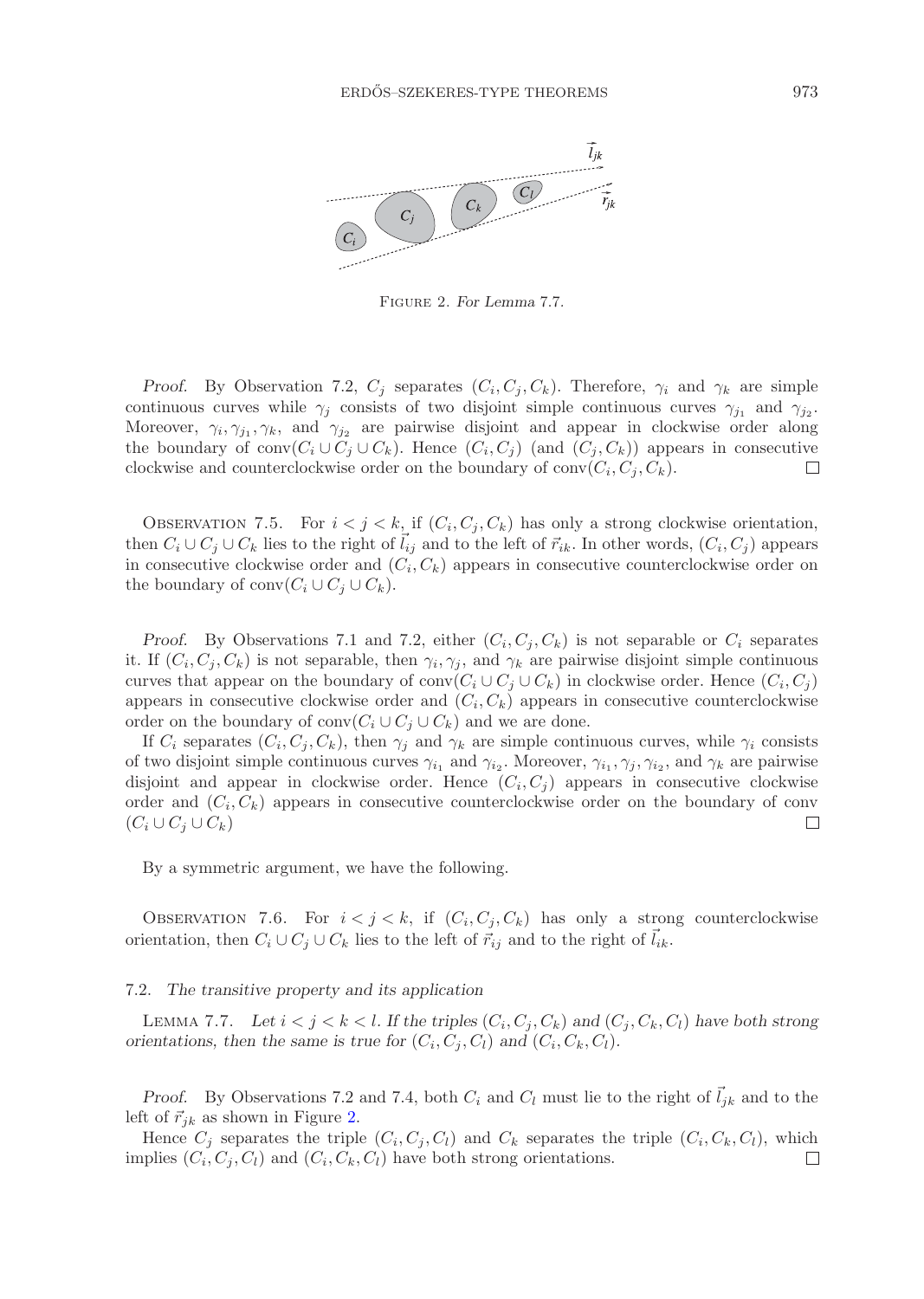FIGURE 2. *For Lemma* 7.7.

*Proof.* By Observation 7.2, $C_j$ separates $(C_i, C_j, C_k)$. Therefore, $\gamma_i$ and $\gamma_k$ are simple continuous curves while $\gamma_j$ consists of two disjoint simple continuous curves $\gamma_{j_1}$ and $\gamma_{j_2}$. Moreover, $\gamma_i, \gamma_{j_1}, \gamma_k$, and $\gamma_{j_2}$ are pairwise disjoint and appear in clockwise order along the boundary of $\text{conv}(C_i \cup C_j \cup C_k)$. Hence $(C_i, C_j)$ (and $(C_j, C_k)$) appears in consecutive clockwise and counterclockwise order on the boundary of $\text{conv}(C_i, C_j, C_k)$. □

OBSERVATION 7.5. For $i < j < k$, if $(C_i, C_j, C_k)$ has only a strong clockwise orientation, then $C_i \cup C_j \cup C_k$ lies to the right of $\vec{l}_{ij}$ and to the left of $\vec{r}_{ik}$. In other words, $(C_i, C_j)$ appears in consecutive clockwise order and $(C_i, C_k)$ appears in consecutive counterclockwise order on the boundary of $\text{conv}(C_i \cup C_j \cup C_k)$.

*Proof.* By Observations 7.1 and 7.2, either $(C_i, C_j, C_k)$ is not separable or $C_i$ separates it. If $(C_i, C_j, C_k)$ is not separable, then $\gamma_i, \gamma_j$, and $\gamma_k$ are pairwise disjoint simple continuous curves that appear on the boundary of $\text{conv}(C_i \cup C_j \cup C_k)$ in clockwise order. Hence $(C_i, C_j)$ appears in consecutive clockwise order and $(C_i, C_k)$ appears in consecutive counterclockwise order on the boundary of $\text{conv}(C_i \cup C_j \cup C_k)$ and we are done.

If $C_i$ separates $(C_i, C_j, C_k)$, then $\gamma_j$ and $\gamma_k$ are simple continuous curves, while $\gamma_i$ consists of two disjoint simple continuous curves $\gamma_{i_1}$ and $\gamma_{i_2}$. Moreover, $\gamma_{i_1}, \gamma_j, \gamma_{i_2}$, and $\gamma_k$ are pairwise disjoint and appear in clockwise order. Hence $(C_i, C_j)$ appears in consecutive clockwise order and $(C_i, C_k)$ appears in consecutive counterclockwise order on the boundary of conv $(C_i \cup C_j \cup C_k)$ □

By a symmetric argument, we have the following.

OBSERVATION 7.6. For $i < j < k$, if $(C_i, C_j, C_k)$ has only a strong counterclockwise orientation, then $C_i \cup C_j \cup C_k$ lies to the left of $\vec{r}_{ij}$ and to the right of $\vec{l}_{ik}$.

### 7.2. *The transitive property and its application*

LEMMA 7.7. *Let $i < j < k < l$. If the triples $(C_i, C_j, C_k)$ and $(C_j, C_k, C_l)$ have both strong orientations, then the same is true for $(C_i, C_j, C_l)$ and $(C_i, C_k, C_l)$.*

*Proof.* By Observations 7.2 and 7.4, both $C_i$ and $C_l$ must lie to the right of $\vec{l}_{jk}$ and to the left of $\vec{r}_{jk}$ as shown in Figure 2.

Hence $C_j$ separates the triple $(C_i, C_j, C_l)$ and $C_k$ separates the triple $(C_i, C_k, C_l)$, which implies $(C_i, C_j, C_l)$ and $(C_i, C_k, C_l)$ have both strong orientations. □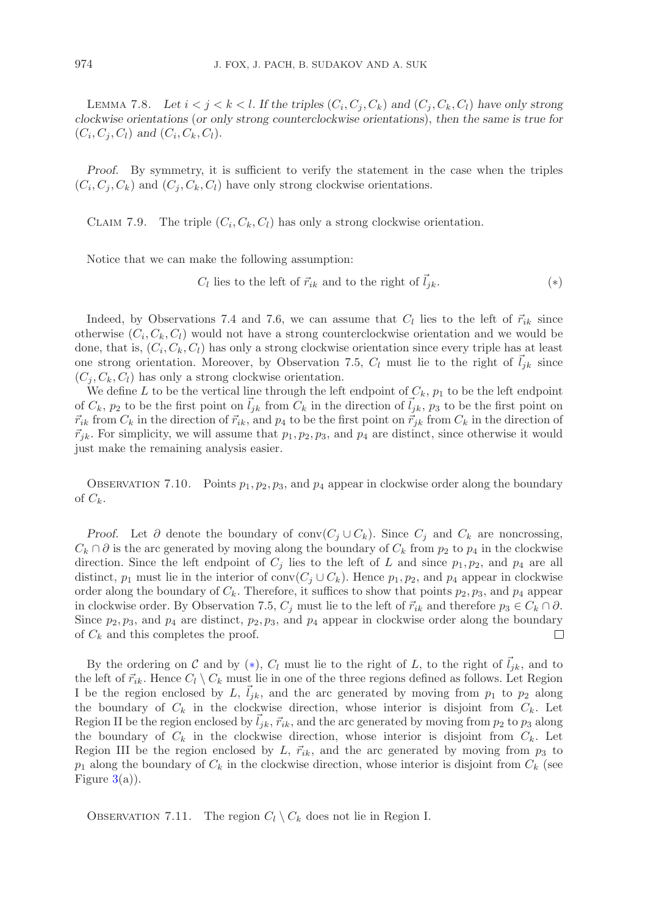LEMMA 7.8. *Let $i < j < k < l$. If the triples $(C_i, C_j, C_k)$ and $(C_j, C_k, C_l)$ have only strong clockwise orientations (or only strong counterclockwise orientations), then the same is true for $(C_i, C_j, C_l)$ and $(C_i, C_k, C_l)$.*

*Proof.* By symmetry, it is sufficient to verify the statement in the case when the triples $(C_i, C_j, C_k)$ and $(C_j, C_k, C_l)$ have only strong clockwise orientations.

CLAIM 7.9. The triple $(C_i, C_k, C_l)$ has only a strong clockwise orientation.

Notice that we can make the following assumption:

$$C_l \text{ lies to the left of } \vec{r}_{ik} \text{ and to the right of } \vec{l}_{jk}. \qquad (*)$$

Indeed, by Observations 7.4 and 7.6, we can assume that $C_l$ lies to the left of $\vec{r}_{ik}$ since otherwise $(C_i, C_k, C_l)$ would not have a strong counterclockwise orientation and we would be done, that is, $(C_i, C_k, C_l)$ has only a strong clockwise orientation since every triple has at least one strong orientation. Moreover, by Observation 7.5, $C_l$ must lie to the right of $\vec{l}_{jk}$ since $(C_j, C_k, C_l)$ has only a strong clockwise orientation.

We define $L$ to be the vertical line through the left endpoint of $C_k$, $p_1$ to be the left endpoint of $C_k$, $p_2$ to be the first point on $\vec{l}_{jk}$ from $C_k$ in the direction of $\vec{l}_{jk}$, $p_3$ to be the first point on $\vec{r}_{ik}$ from $C_k$ in the direction of $\vec{r}_{ik}$, and $p_4$ to be the first point on $\vec{r}_{jk}$ from $C_k$ in the direction of $\vec{r}_{jk}$. For simplicity, we will assume that $p_1, p_2, p_3$, and $p_4$ are distinct, since otherwise it would just make the remaining analysis easier.

OBSERVATION 7.10. Points $p_1, p_2, p_3$, and $p_4$ appear in clockwise order along the boundary of $C_k$.

*Proof.* Let $\partial$ denote the boundary of $\text{conv}(C_j \cup C_k)$. Since $C_j$ and $C_k$ are noncrossing, $C_k \cap \partial$ is the arc generated by moving along the boundary of $C_k$ from $p_2$ to $p_4$ in the clockwise direction. Since the left endpoint of $C_j$ lies to the left of $L$ and since $p_1, p_2$, and $p_4$ are all distinct, $p_1$ must lie in the interior of $\text{conv}(C_j \cup C_k)$. Hence $p_1, p_2$, and $p_4$ appear in clockwise order along the boundary of $C_k$. Therefore, it suffices to show that points $p_2, p_3$, and $p_4$ appear in clockwise order. By Observation 7.5, $C_j$ must lie to the left of $\vec{r}_{ik}$ and therefore $p_3 \in C_k \cap \partial$. Since $p_2, p_3$, and $p_4$ are distinct, $p_2, p_3$, and $p_4$ appear in clockwise order along the boundary of $C_k$ and this completes the proof. □

By the ordering on $\mathcal{C}$ and by (*), $C_l$ must lie to the right of $L$, to the right of $\vec{l}_{jk}$, and to the left of $\vec{r}_{ik}$. Hence $C_l \setminus C_k$ must lie in one of the three regions defined as follows. Let Region I be the region enclosed by $L$, $\vec{l}_{jk}$, and the arc generated by moving from $p_1$ to $p_2$ along the boundary of $C_k$ in the clockwise direction, whose interior is disjoint from $C_k$. Let Region II be the region enclosed by $\vec{l}_{jk}$, $\vec{r}_{ik}$, and the arc generated by moving from $p_2$ to $p_3$ along the boundary of $C_k$ in the clockwise direction, whose interior is disjoint from $C_k$. Let Region III be the region enclosed by $L$, $\vec{r}_{ik}$, and the arc generated by moving from $p_3$ to $p_1$ along the boundary of $C_k$ in the clockwise direction, whose interior is disjoint from $C_k$ (see Figure 3(a)).

OBSERVATION 7.11. The region $C_l \setminus C_k$ does not lie in Region I.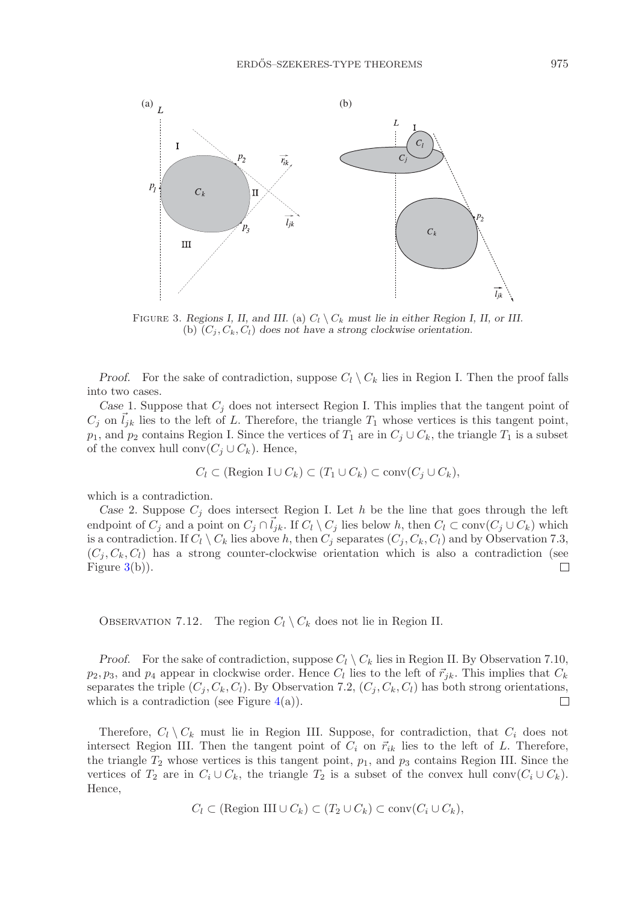FIGURE 3. *Regions I, II, and III.* (a) $C_l \setminus C_k$ *must lie in either Region I, II, or III.* (b) $(C_j, C_k, C_l)$ *does not have a strong clockwise orientation.*

*Proof.* For the sake of contradiction, suppose $C_l \setminus C_k$ lies in Region I. Then the proof falls into two cases.

*Case* 1. Suppose that $C_j$ does not intersect Region I. This implies that the tangent point of $C_j$ on $\vec{l}_{jk}$ lies to the left of $L$. Therefore, the triangle $T_1$ whose vertices is this tangent point, $p_1$, and $p_2$ contains Region I. Since the vertices of $T_1$ are in $C_j \cup C_k$, the triangle $T_1$ is a subset of the convex hull $\mathrm{conv}(C_j \cup C_k)$. Hence,

$$C_l \subset (\text{Region I} \cup C_k) \subset (T_1 \cup C_k) \subset \mathrm{conv}(C_j \cup C_k),$$

which is a contradiction.

*Case* 2. Suppose $C_j$ does intersect Region I. Let $h$ be the line that goes through the left endpoint of $C_j$ and a point on $C_j \cap \vec{l}_{jk}$. If $C_l \setminus C_j$ lies below $h$, then $C_l \subset \mathrm{conv}(C_j \cup C_k)$ which is a contradiction. If $C_l \setminus C_k$ lies above $h$, then $C_j$ separates $(C_j, C_k, C_l)$ and by Observation 7.3, $(C_j, C_k, C_l)$ has a strong counter-clockwise orientation which is also a contradiction (see Figure 3(b)). $\square$

OBSERVATION 7.12. The region $C_l \setminus C_k$ does not lie in Region II.

*Proof.* For the sake of contradiction, suppose $C_l \setminus C_k$ lies in Region II. By Observation 7.10, $p_2, p_3$, and $p_4$ appear in clockwise order. Hence $C_l$ lies to the left of $\vec{r}_{jk}$. This implies that $C_k$ separates the triple $(C_j, C_k, C_l)$. By Observation 7.2, $(C_j, C_k, C_l)$ has both strong orientations, which is a contradiction (see Figure 4(a)). $\square$

Therefore, $C_l \setminus C_k$ must lie in Region III. Suppose, for contradiction, that $C_i$ does not intersect Region III. Then the tangent point of $C_i$ on $\vec{r}_{ik}$ lies to the left of $L$. Therefore, the triangle $T_2$ whose vertices is this tangent point, $p_1$, and $p_3$ contains Region III. Since the vertices of $T_2$ are in $C_i \cup C_k$, the triangle $T_2$ is a subset of the convex hull $\mathrm{conv}(C_i \cup C_k)$. Hence,

$$C_l \subset (\text{Region III} \cup C_k) \subset (T_2 \cup C_k) \subset \mathrm{conv}(C_i \cup C_k),$$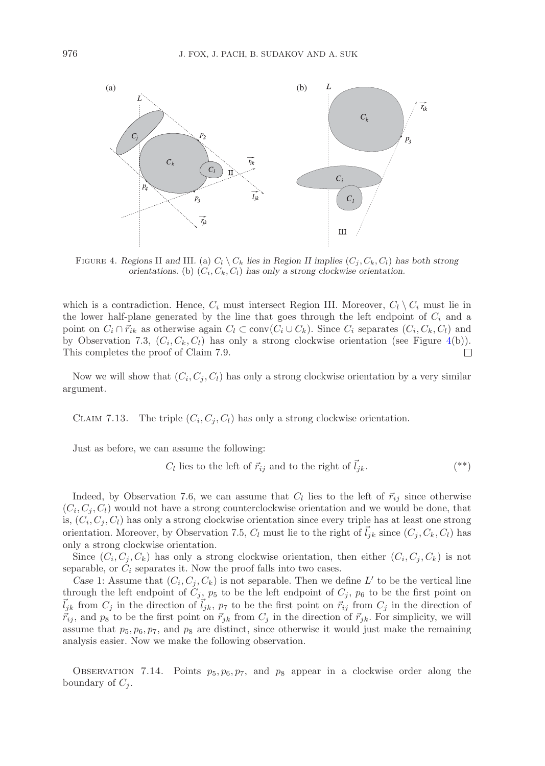FIGURE 4. *Regions* II *and* III. (a) $C_l \setminus C_k$ *lies in Region II implies* $(C_j, C_k, C_l)$ *has both strong orientations.* (b) $(C_i, C_k, C_l)$ *has only a strong clockwise orientation.*

which is a contradiction. Hence, $C_i$ must intersect Region III. Moreover, $C_l \setminus C_i$ must lie in the lower half-plane generated by the line that goes through the left endpoint of $C_i$ and a point on $C_i \cap \vec{r}_{ik}$ as otherwise again $C_l \subset \text{conv}(C_i \cup C_k)$. Since $C_i$ separates $(C_i, C_k, C_l)$ and by Observation 7.3, $(C_i, C_k, C_l)$ has only a strong clockwise orientation (see Figure 4(b)). This completes the proof of Claim 7.9. □

Now we will show that $(C_i, C_j, C_l)$ has only a strong clockwise orientation by a very similar argument.

CLAIM 7.13. The triple $(C_i, C_j, C_l)$ has only a strong clockwise orientation.

Just as before, we can assume the following:

$$C_l \text{ lies to the left of } \vec{r}_{ij} \text{ and to the right of } \vec{l}_{jk}. \qquad (**)$$

Indeed, by Observation 7.6, we can assume that $C_l$ lies to the left of $\vec{r}_{ij}$ since otherwise $(C_i, C_j, C_l)$ would not have a strong counterclockwise orientation and we would be done, that is, $(C_i, C_j, C_l)$ has only a strong clockwise orientation since every triple has at least one strong orientation. Moreover, by Observation 7.5, $C_l$ must lie to the right of $\vec{l}_{jk}$ since $(C_j, C_k, C_l)$ has only a strong clockwise orientation.

Since $(C_i, C_j, C_k)$ has only a strong clockwise orientation, then either $(C_i, C_j, C_k)$ is not separable, or $C_i$ separates it. Now the proof falls into two cases.

*Case* 1: Assume that $(C_i, C_j, C_k)$ is not separable. Then we define $L'$ to be the vertical line through the left endpoint of $C_j$, $p_5$ to be the left endpoint of $C_j$, $p_6$ to be the first point on $\vec{l}_{jk}$ from $C_j$ in the direction of $\vec{l}_{jk}$, $p_7$ to be the first point on $\vec{r}_{ij}$ from $C_j$ in the direction of $\vec{r}_{ij}$, and $p_8$ to be the first point on $\vec{r}_{jk}$ from $C_j$ in the direction of $\vec{r}_{jk}$. For simplicity, we will assume that $p_5, p_6, p_7$, and $p_8$ are distinct, since otherwise it would just make the remaining analysis easier. Now we make the following observation.

OBSERVATION 7.14. Points $p_5, p_6, p_7$, and $p_8$ appear in a clockwise order along the boundary of $C_j$.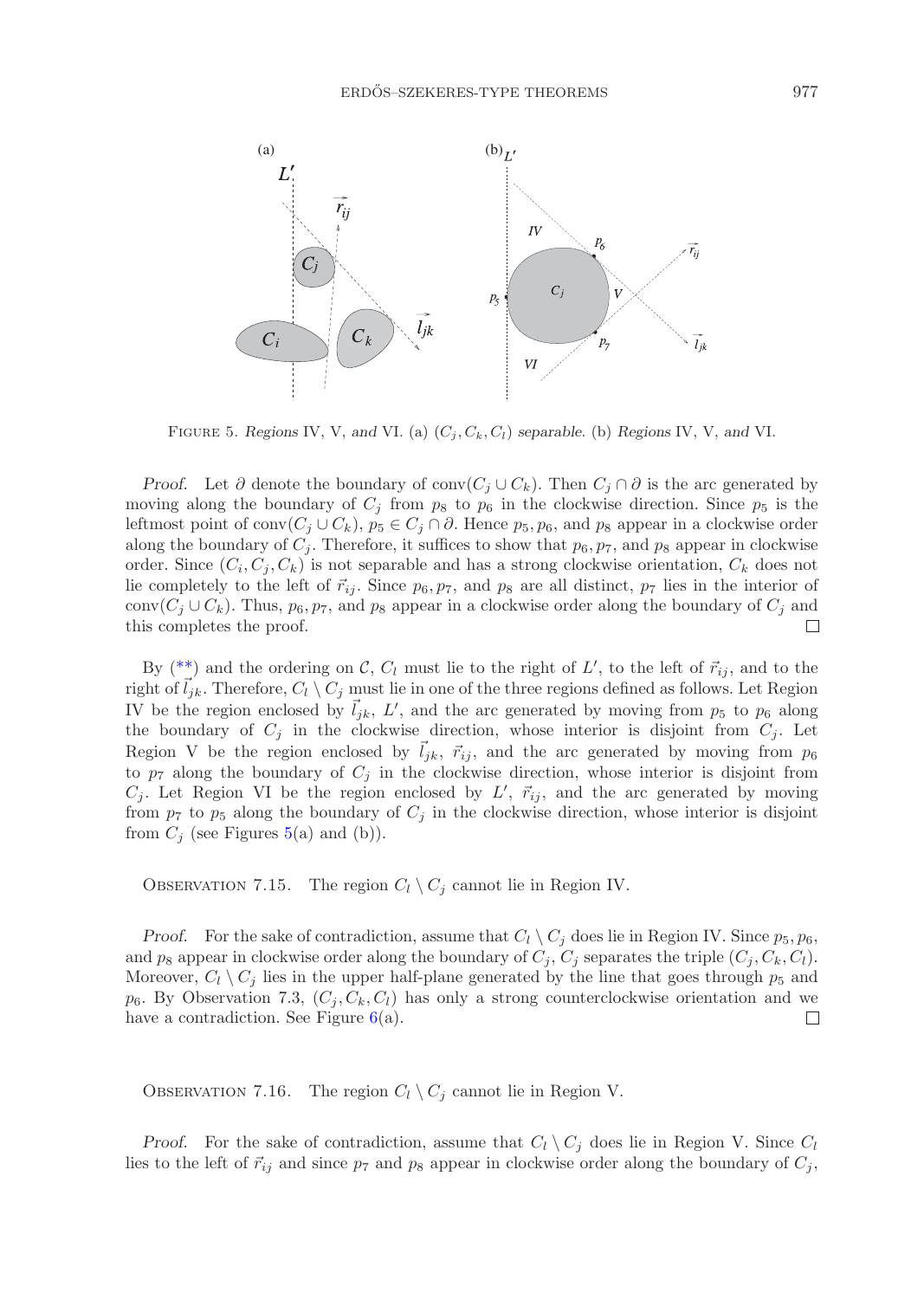FIGURE 5. *Regions* IV, V, *and* VI. (a) $(C_j, C_k, C_l)$ *separable.* (b) *Regions* IV, V, *and* VI.

*Proof.* Let $\partial$ denote the boundary of $\mathrm{conv}(C_j \cup C_k)$. Then $C_j \cap \partial$ is the arc generated by moving along the boundary of $C_j$ from $p_8$ to $p_6$ in the clockwise direction. Since $p_5$ is the leftmost point of $\mathrm{conv}(C_j \cup C_k)$, $p_5 \in C_j \cap \partial$. Hence $p_5, p_6$, and $p_8$ appear in a clockwise order along the boundary of $C_j$. Therefore, it suffices to show that $p_6, p_7$, and $p_8$ appear in clockwise order. Since $(C_i, C_j, C_k)$ is not separable and has a strong clockwise orientation, $C_k$ does not lie completely to the left of $\vec{r}_{ij}$. Since $p_6, p_7$, and $p_8$ are all distinct, $p_7$ lies in the interior of $\mathrm{conv}(C_j \cup C_k)$. Thus, $p_6, p_7$, and $p_8$ appear in a clockwise order along the boundary of $C_j$ and this completes the proof. $\square$

By (**) and the ordering on $\mathcal{C}$, $C_l$ must lie to the right of $L'$, to the left of $\vec{r}_{ij}$, and to the right of $\vec{l}_{jk}$. Therefore, $C_l \setminus C_j$ must lie in one of the three regions defined as follows. Let Region IV be the region enclosed by $\vec{l}_{jk}$, $L'$, and the arc generated by moving from $p_5$ to $p_6$ along the boundary of $C_j$ in the clockwise direction, whose interior is disjoint from $C_j$. Let Region V be the region enclosed by $\vec{l}_{jk}$, $\vec{r}_{ij}$, and the arc generated by moving from $p_6$ to $p_7$ along the boundary of $C_j$ in the clockwise direction, whose interior is disjoint from $C_j$. Let Region VI be the region enclosed by $L'$, $\vec{r}_{ij}$, and the arc generated by moving from $p_7$ to $p_5$ along the boundary of $C_j$ in the clockwise direction, whose interior is disjoint from $C_j$ (see Figures 5(a) and (b)).

OBSERVATION 7.15. The region $C_l \setminus C_j$ cannot lie in Region IV.

*Proof.* For the sake of contradiction, assume that $C_l \setminus C_j$ does lie in Region IV. Since $p_5, p_6$, and $p_8$ appear in clockwise order along the boundary of $C_j$, $C_j$ separates the triple $(C_j, C_k, C_l)$. Moreover, $C_l \setminus C_j$ lies in the upper half-plane generated by the line that goes through $p_5$ and $p_6$. By Observation 7.3, $(C_j, C_k, C_l)$ has only a strong counterclockwise orientation and we have a contradiction. See Figure 6(a). $\square$

OBSERVATION 7.16. The region $C_l \setminus C_j$ cannot lie in Region V.

*Proof.* For the sake of contradiction, assume that $C_l \setminus C_j$ does lie in Region V. Since $C_l$ lies to the left of $\vec{r}_{ij}$ and since $p_7$ and $p_8$ appear in clockwise order along the boundary of $C_j$,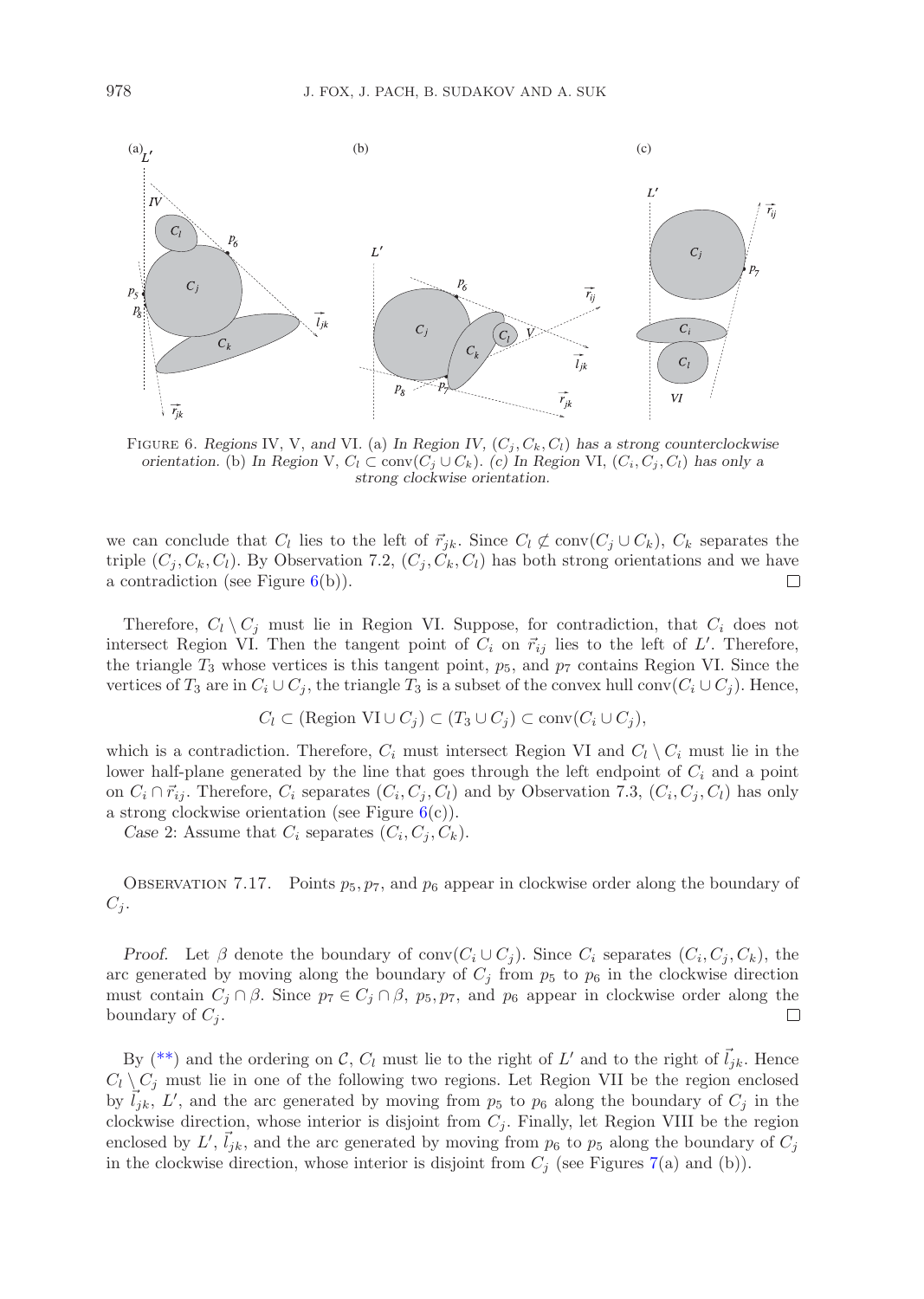FIGURE 6. *Regions* IV, V, *and* VI. (a) *In Region IV,* $(C_j, C_k, C_l)$ *has a strong counterclockwise orientation.* (b) *In Region* V, $C_l \subset \text{conv}(C_j \cup C_k)$. *(c) In Region* VI, $(C_i, C_j, C_l)$ *has only a strong clockwise orientation.*

we can conclude that $C_l$ lies to the left of $\vec{r}_{jk}$. Since $C_l \not\subset \text{conv}(C_j \cup C_k)$, $C_k$ separates the triple $(C_j, C_k, C_l)$. By Observation 7.2, $(C_j, C_k, C_l)$ has both strong orientations and we have a contradiction (see Figure 6(b)). □

Therefore, $C_l \setminus C_j$ must lie in Region VI. Suppose, for contradiction, that $C_i$ does not intersect Region VI. Then the tangent point of $C_i$ on $\vec{r}_{ij}$ lies to the left of $L'$. Therefore, the triangle $T_3$ whose vertices is this tangent point, $p_5$, and $p_7$ contains Region VI. Since the vertices of $T_3$ are in $C_i \cup C_j$, the triangle $T_3$ is a subset of the convex hull $\text{conv}(C_i \cup C_j)$. Hence,

$$C_l \subset (\text{Region VI} \cup C_j) \subset (T_3 \cup C_j) \subset \text{conv}(C_i \cup C_j),$$

which is a contradiction. Therefore, $C_i$ must intersect Region VI and $C_l \setminus C_i$ must lie in the lower half-plane generated by the line that goes through the left endpoint of $C_i$ and a point on $C_i \cap \vec{r}_{ij}$. Therefore, $C_i$ separates $(C_i, C_j, C_l)$ and by Observation 7.3, $(C_i, C_j, C_l)$ has only a strong clockwise orientation (see Figure 6(c)).

*Case* 2: Assume that $C_i$ separates $(C_i, C_j, C_k)$.

OBSERVATION 7.17. Points $p_5, p_7$, and $p_6$ appear in clockwise order along the boundary of $C_j$.

*Proof.* Let $\beta$ denote the boundary of $\text{conv}(C_i \cup C_j)$. Since $C_i$ separates $(C_i, C_j, C_k)$, the arc generated by moving along the boundary of $C_j$ from $p_5$ to $p_6$ in the clockwise direction must contain $C_j \cap \beta$. Since $p_7 \in C_j \cap \beta$, $p_5, p_7$, and $p_6$ appear in clockwise order along the boundary of $C_j$. □

By (\*\*) and the ordering on $\mathcal{C}$, $C_l$ must lie to the right of $L'$ and to the right of $\vec{l}_{jk}$. Hence $C_l \setminus C_j$ must lie in one of the following two regions. Let Region VII be the region enclosed by $\vec{l}_{jk}$, $L'$, and the arc generated by moving from $p_5$ to $p_6$ along the boundary of $C_j$ in the clockwise direction, whose interior is disjoint from $C_j$. Finally, let Region VIII be the region enclosed by $L'$, $\vec{l}_{jk}$, and the arc generated by moving from $p_6$ to $p_5$ along the boundary of $C_j$ in the clockwise direction, whose interior is disjoint from $C_j$ (see Figures 7(a) and (b)).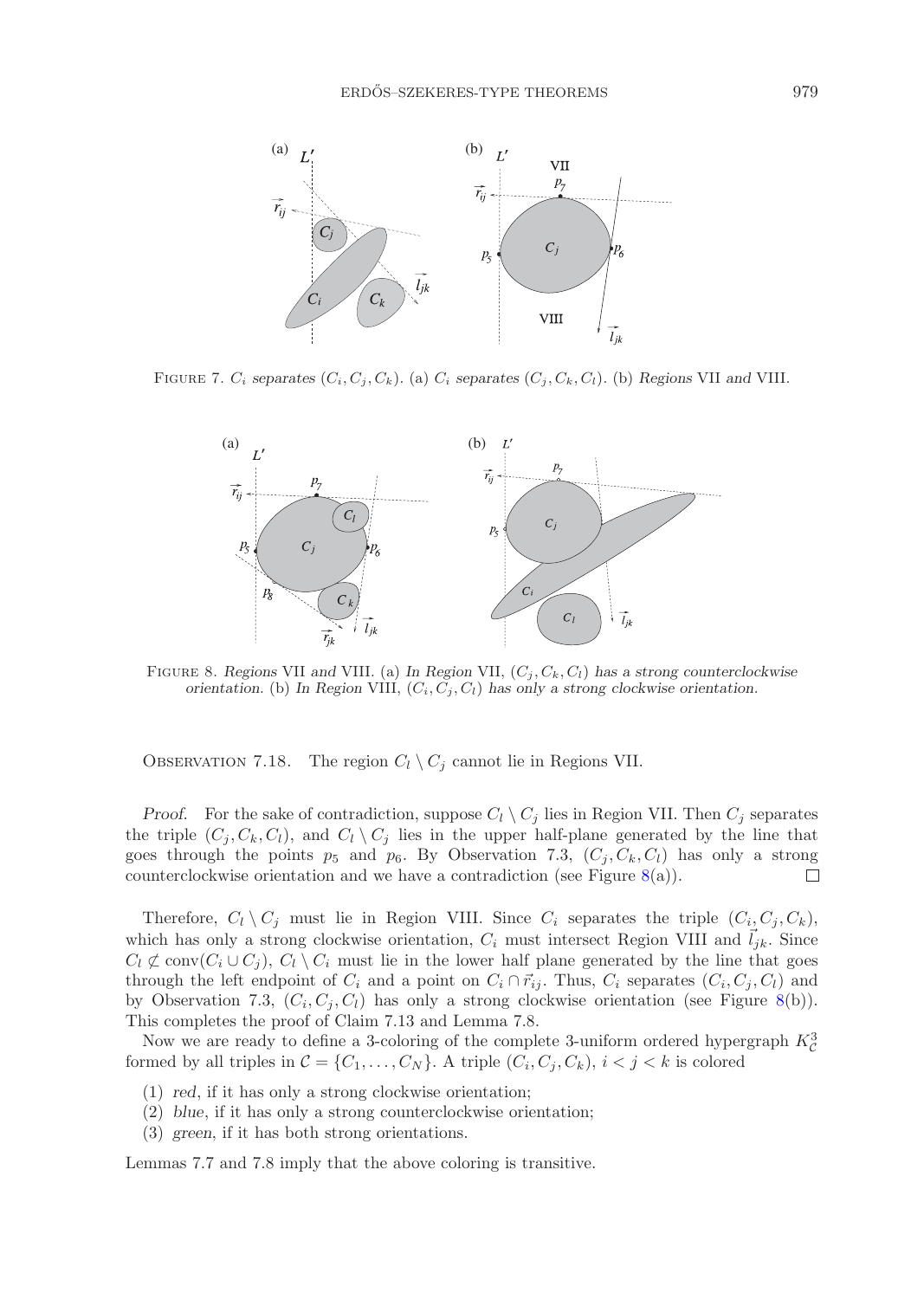FIGURE 7. $C_i$ *separates* $(C_i, C_j, C_k)$. (a) $C_i$ *separates* $(C_j, C_k, C_l)$. (b) *Regions* VII *and* VIII.

FIGURE 8. *Regions* VII *and* VIII. (a) *In Region* VII, $(C_j, C_k, C_l)$ *has a strong counterclockwise orientation.* (b) *In Region* VIII, $(C_i, C_j, C_l)$ *has only a strong clockwise orientation.*

OBSERVATION 7.18. The region $C_l \setminus C_j$ cannot lie in Regions VII.

*Proof.* For the sake of contradiction, suppose $C_l \setminus C_j$ lies in Region VII. Then $C_j$ separates the triple $(C_j, C_k, C_l)$, and $C_l \setminus C_j$ lies in the upper half-plane generated by the line that goes through the points $p_5$ and $p_6$. By Observation 7.3, $(C_j, C_k, C_l)$ has only a strong counterclockwise orientation and we have a contradiction (see Figure 8(a)). $\square$

Therefore, $C_l \setminus C_j$ must lie in Region VIII. Since $C_i$ separates the triple $(C_i, C_j, C_k)$, which has only a strong clockwise orientation, $C_i$ must intersect Region VIII and $\vec{l}_{jk}$. Since $C_l \not\subset \text{conv}(C_i \cup C_j)$, $C_l \setminus C_i$ must lie in the lower half plane generated by the line that goes through the left endpoint of $C_i$ and a point on $C_i \cap \vec{r}_{ij}$. Thus, $C_i$ separates $(C_i, C_j, C_l)$ and by Observation 7.3, $(C_i, C_j, C_l)$ has only a strong clockwise orientation (see Figure 8(b)). This completes the proof of Claim 7.13 and Lemma 7.8.

Now we are ready to define a 3-coloring of the complete 3-uniform ordered hypergraph $K^3_{\mathcal{C}}$ formed by all triples in $\mathcal{C} = \{C_1, \ldots, C_N\}$. A triple $(C_i, C_j, C_k)$, $i < j < k$ is colored

1. *red*, if it has only a strong clockwise orientation;
2. *blue*, if it has only a strong counterclockwise orientation;
3. *green*, if it has both strong orientations.

Lemmas 7.7 and 7.8 imply that the above coloring is transitive.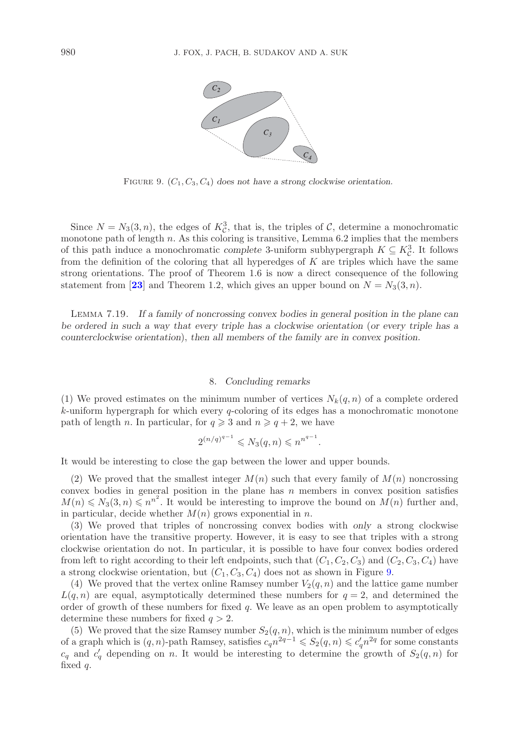FIGURE 9. $(C_1, C_3, C_4)$ *does not have a strong clockwise orientation.*

Since $N = N_3(3, n)$, the edges of $K^3_{\mathcal{C}}$, that is, the triples of $\mathcal{C}$, determine a monochromatic monotone path of length $n$. As this coloring is transitive, Lemma 6.2 implies that the members of this path induce a monochromatic *complete* 3-uniform subhypergraph $K \subseteq K^3_{\mathcal{C}}$. It follows from the definition of the coloring that all hyperedges of $K$ are triples which have the same strong orientations. The proof of Theorem 1.6 is now a direct consequence of the following statement from [23] and Theorem 1.2, which gives an upper bound on $N = N_3(3, n)$.

LEMMA 7.19. *If a family of noncrossing convex bodies in general position in the plane can be ordered in such a way that every triple has a clockwise orientation* (*or every triple has a counterclockwise orientation*), *then all members of the family are in convex position.*

## 8. *Concluding remarks*

(1) We proved estimates on the minimum number of vertices $N_k(q, n)$ of a complete ordered $k$-uniform hypergraph for which every $q$-coloring of its edges has a monochromatic monotone path of length $n$. In particular, for $q \geqslant 3$ and $n \geqslant q + 2$, we have

$$2^{(n/q)^{q-1}} \leqslant N_3(q, n) \leqslant n^{n^{q-1}}.$$

It would be interesting to close the gap between the lower and upper bounds.

(2) We proved that the smallest integer $M(n)$ such that every family of $M(n)$ noncrossing convex bodies in general position in the plane has $n$ members in convex position satisfies $M(n) \leqslant N_3(3, n) \leqslant n^{n^2}$. It would be interesting to improve the bound on $M(n)$ further and, in particular, decide whether $M(n)$ grows exponential in $n$.

(3) We proved that triples of noncrossing convex bodies with *only* a strong clockwise orientation have the transitive property. However, it is easy to see that triples with a strong clockwise orientation do not. In particular, it is possible to have four convex bodies ordered from left to right according to their left endpoints, such that $(C_1, C_2, C_3)$ and $(C_2, C_3, C_4)$ have a strong clockwise orientation, but $(C_1, C_3, C_4)$ does not as shown in Figure 9.

(4) We proved that the vertex online Ramsey number $V_2(q, n)$ and the lattice game number $L(q, n)$ are equal, asymptotically determined these numbers for $q = 2$, and determined the order of growth of these numbers for fixed $q$. We leave as an open problem to asymptotically determine these numbers for fixed $q > 2$.

(5) We proved that the size Ramsey number $S_2(q, n)$, which is the minimum number of edges of a graph which is $(q, n)$-path Ramsey, satisfies $c_q n^{2q-1} \leqslant S_2(q, n) \leqslant c'_q n^{2q}$ for some constants $c_q$ and $c'_q$ depending on $n$. It would be interesting to determine the growth of $S_2(q, n)$ for fixed $q$.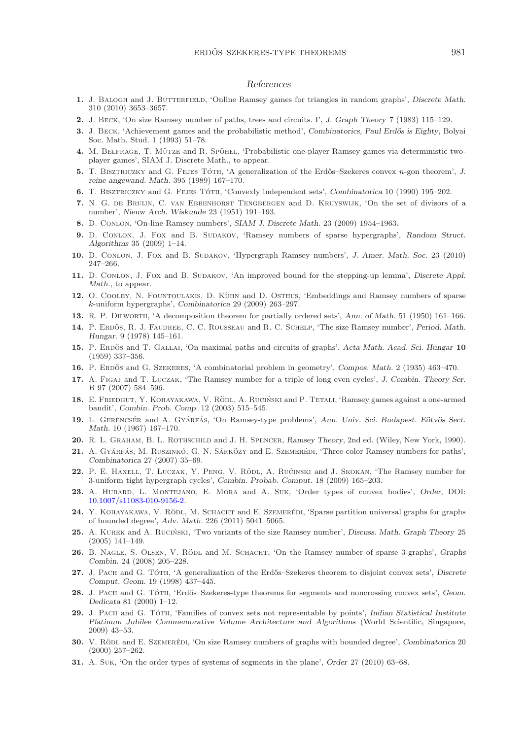## References

1. J. Balogh and J. Butterfield, 'Online Ramsey games for triangles in random graphs', *Discrete Math.* 310 (2010) 3653–3657.
2. J. Beck, 'On size Ramsey number of paths, trees and circuits. I', *J. Graph Theory* 7 (1983) 115–129.
3. J. Beck, 'Achievement games and the probabilistic method', *Combinatorics, Paul Erdős is Eighty*, Bolyai Soc. Math. Stud. 1 (1993) 51–78.
4. M. Belfrage, T. Mütze and R. Spöhel, 'Probabilistic one-player Ramsey games via deterministic two-player games', SIAM J. Discrete Math., to appear.
5. T. Bisztriczky and G. Fejes Tóth, 'A generalization of the Erdős–Szekeres convex $n$-gon theorem', *J. reine angewand. Math.* 395 (1989) 167–170.
6. T. Bisztriczky and G. Fejes Tóth, 'Convexly independent sets', *Combinatorica* 10 (1990) 195–202.
7. N. G. de Bruijn, C. van Ebbenhorst Tengbergen and D. Kruyswijk, 'On the set of divisors of a number', *Nieuw Arch. Wiskunde* 23 (1951) 191–193.
8. D. Conlon, 'On-line Ramsey numbers', *SIAM J. Discrete Math.* 23 (2009) 1954–1963.
9. D. Conlon, J. Fox and B. Sudakov, 'Ramsey numbers of sparse hypergraphs', *Random Struct. Algorithms* 35 (2009) 1–14.
10. D. Conlon, J. Fox and B. Sudakov, 'Hypergraph Ramsey numbers', *J. Amer. Math. Soc.* 23 (2010) 247–266.
11. D. Conlon, J. Fox and B. Sudakov, 'An improved bound for the stepping-up lemma', *Discrete Appl. Math.*, to appear.
12. O. Cooley, N. Fountoulakis, D. Kühn and D. Osthus, 'Embeddings and Ramsey numbers of sparse $k$-uniform hypergraphs', *Combinatorica* 29 (2009) 263–297.
13. R. P. Dilworth, 'A decomposition theorem for partially ordered sets', *Ann. of Math.* 51 (1950) 161–166.
14. P. Erdős, R. J. Faudree, C. C. Rousseau and R. C. Schelp, 'The size Ramsey number', *Period. Math. Hungar.* 9 (1978) 145–161.
15. P. Erdős and T. Gallai, 'On maximal paths and circuits of graphs', *Acta Math. Acad. Sci. Hungar* **10** (1959) 337–356.
16. P. Erdős and G. Szekeres, 'A combinatorial problem in geometry', *Compos. Math.* 2 (1935) 463–470.
17. A. Figaj and T. Łuczak, 'The Ramsey number for a triple of long even cycles', *J. Combin. Theory Ser. B* 97 (2007) 584–596.
18. E. Friedgut, Y. Kohayakawa, V. Rödl, A. Ruciński and P. Tetali, 'Ramsey games against a one-armed bandit', *Combin. Prob. Comp.* 12 (2003) 515–545.
19. L. Gerencsér and A. Gyárfás, 'On Ramsey-type problems', *Ann. Univ. Sci. Budapest. Eötvös Sect. Math.* 10 (1967) 167–170.
20. R. L. Graham, B. L. Rothschild and J. H. Spencer, *Ramsey Theory*, 2nd ed. (Wiley, New York, 1990).
21. A. Gyárfás, M. Ruszinkó, G. N. Sárközy and E. Szemerédi, 'Three-color Ramsey numbers for paths', *Combinatorica* 27 (2007) 35–69.
22. P. E. Haxell, T. Łuczak, Y. Peng, V. Rödl, A. Rućinski and J. Skokan, 'The Ramsey number for 3-uniform tight hypergraph cycles', *Combin. Probab. Comput.* 18 (2009) 165–203.
23. A. Hubard, L. Montejano, E. Mora and A. Suk, 'Order types of convex bodies', *Order*, DOI: 10.1007/s11083-010-9156-2.
24. Y. Kohayakawa, V. Rödl, M. Schacht and E. Szemerédi, 'Sparse partition universal graphs for graphs of bounded degree', *Adv. Math.* 226 (2011) 5041–5065.
25. A. Kurek and A. Ruciński, 'Two variants of the size Ramsey number', *Discuss. Math. Graph Theory* 25 (2005) 141–149.
26. B. Nagle, S. Olsen, V. Rödl and M. Schacht, 'On the Ramsey number of sparse 3-graphs', *Graphs Combin.* 24 (2008) 205–228.
27. J. Pach and G. Tóth, 'A generalization of the Erdős–Szekeres theorem to disjoint convex sets', *Discrete Comput. Geom.* 19 (1998) 437–445.
28. J. Pach and G. Tóth, 'Erdős–Szekeres-type theorems for segments and noncrossing convex sets', *Geom. Dedicata* 81 (2000) 1–12.
29. J. Pach and G. Tóth, 'Families of convex sets not representable by points', *Indian Statistical Institute Platinum Jubilee Commemorative Volume–Architecture and Algorithms* (World Scientific, Singapore, 2009) 43–53.
30. V. Rödl and E. Szemerédi, 'On size Ramsey numbers of graphs with bounded degree', *Combinatorica* 20 (2000) 257–262.
31. A. Suk, 'On the order types of systems of segments in the plane', *Order* 27 (2010) 63–68.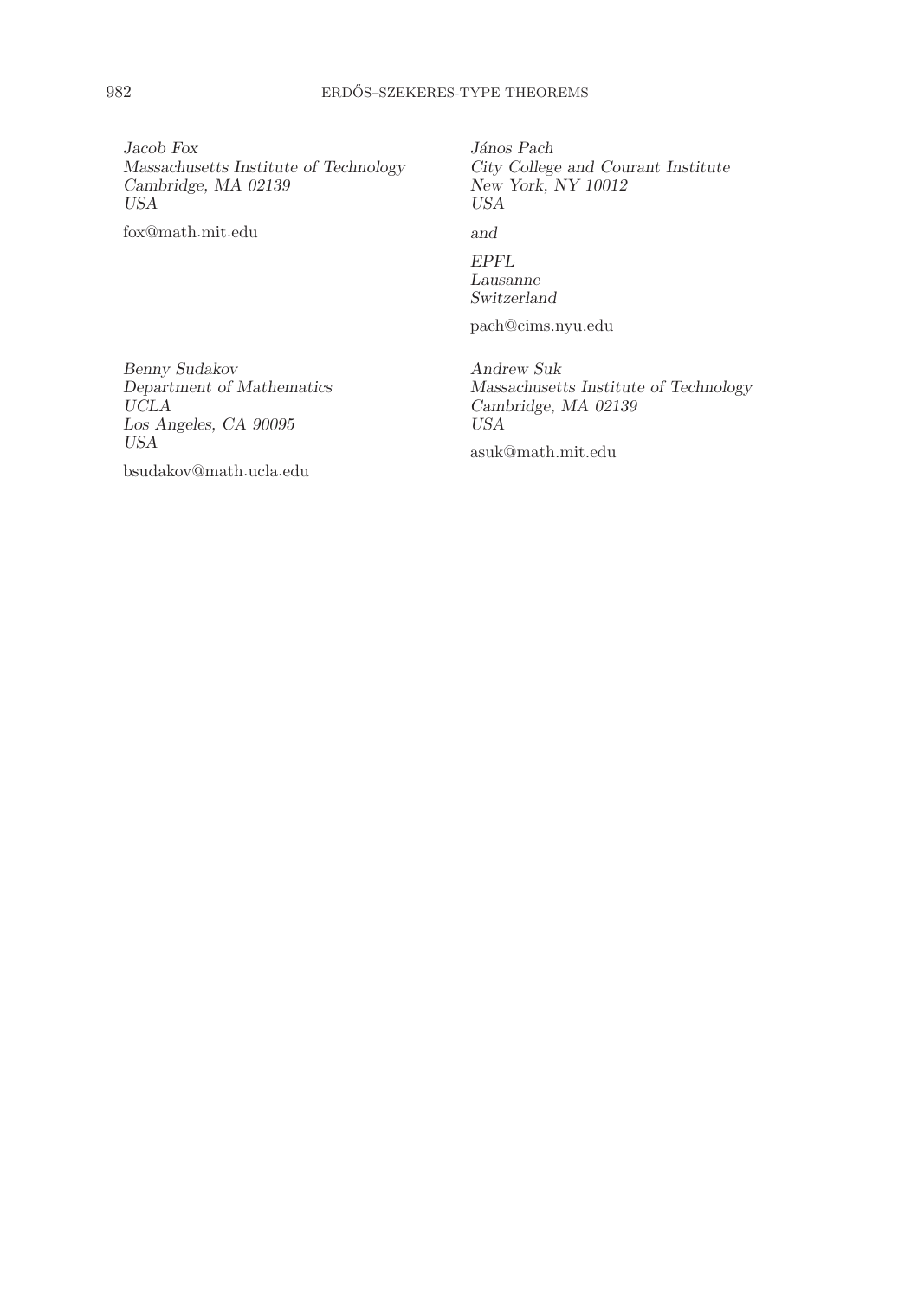*Jacob Fox*
*Massachusetts Institute of Technology*
*Cambridge, MA 02139*
*USA*

fox@math.mit.edu

*János Pach*
*City College and Courant Institute*
*New York, NY 10012*
*USA*

*and*

*EPFL*
*Lausanne*
*Switzerland*

pach@cims.nyu.edu

*Benny Sudakov*
*Department of Mathematics*
*UCLA*
*Los Angeles, CA 90095*
*USA*

bsudakov@math.ucla.edu

*Andrew Suk*
*Massachusetts Institute of Technology*
*Cambridge, MA 02139*
*USA*

asuk@math.mit.edu